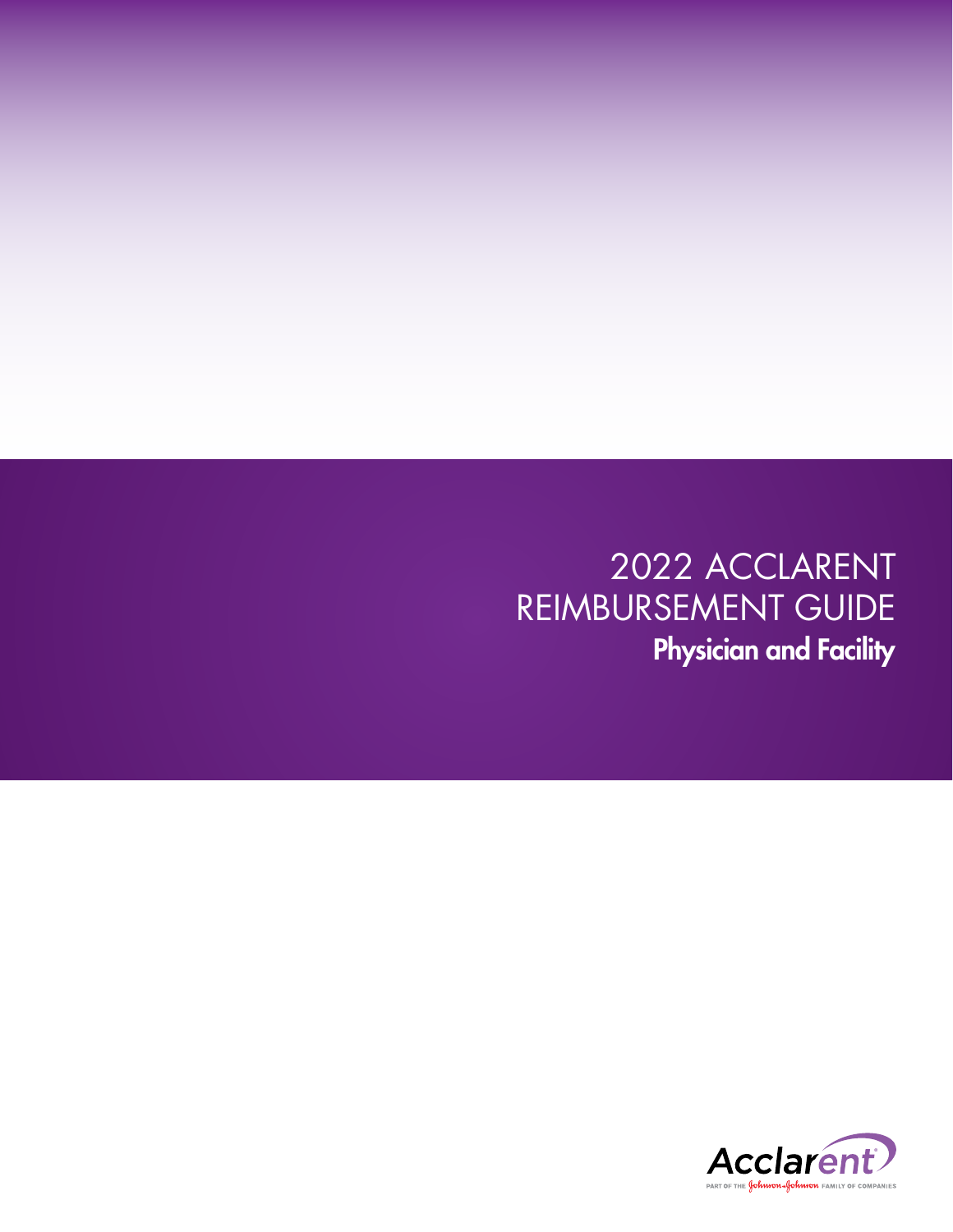# 2022 ACCLARENT REIMBURSEMENT GUIDE

## Physician and Facility

Acclarent

PART OF THE Johnson & Johnson FAMILY OF COMPANIES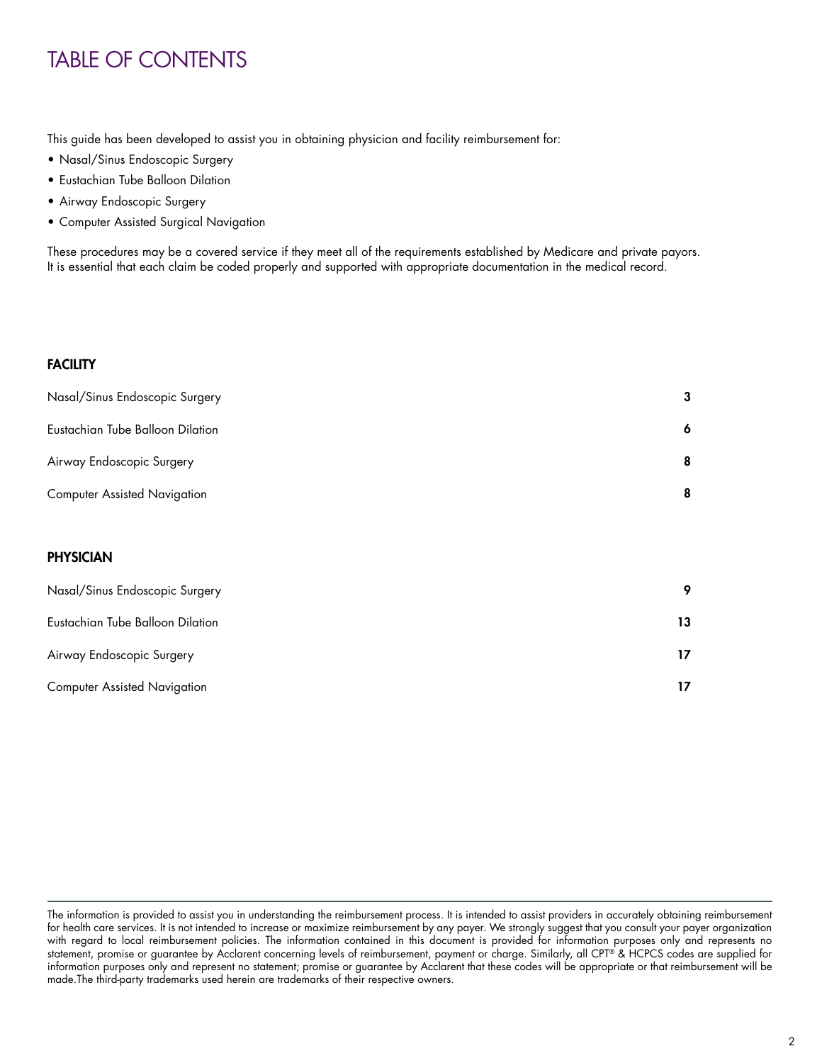# TABLE OF CONTENTS

This guide has been developed to assist you in obtaining physician and facility reimbursement for:

- Nasal/Sinus Endoscopic Surgery
- Eustachian Tube Balloon Dilation
- Airway Endoscopic Surgery
- Computer Assisted Surgical Navigation

These procedures may be a covered service if they meet all of the requirements established by Medicare and private payors. It is essential that each claim be coded properly and supported with appropriate documentation in the medical record.

**FACILITY**

| | |
|---|---|
| Nasal/Sinus Endoscopic Surgery | **3** |
| Eustachian Tube Balloon Dilation | **6** |
| Airway Endoscopic Surgery | **8** |
| Computer Assisted Navigation | **8** |

**PHYSICIAN**

| | |
|---|---|
| Nasal/Sinus Endoscopic Surgery | **9** |
| Eustachian Tube Balloon Dilation | **13** |
| Airway Endoscopic Surgery | **17** |
| Computer Assisted Navigation | **17** |

The information is provided to assist you in understanding the reimbursement process. It is intended to assist providers in accurately obtaining reimbursement for health care services. It is not intended to increase or maximize reimbursement by any payer. We strongly suggest that you consult your payer organization with regard to local reimbursement policies. The information contained in this document is provided for information purposes only and represents no statement, promise or guarantee by Acclarent concerning levels of reimbursement, payment or charge. Similarly, all CPT® & HCPCS codes are supplied for information purposes only and represent no statement; promise or guarantee by Acclarent that these codes will be appropriate or that reimbursement will be made.The third-party trademarks used herein are trademarks of their respective owners.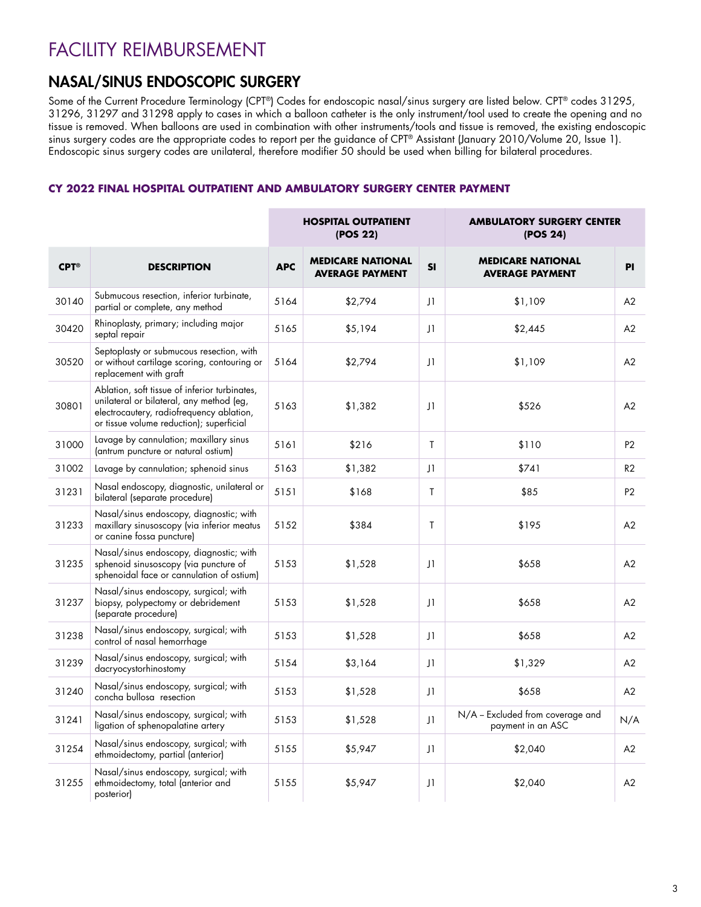# FACILITY REIMBURSEMENT

## NASAL/SINUS ENDOSCOPIC SURGERY

Some of the Current Procedure Terminology (CPT®) Codes for endoscopic nasal/sinus surgery are listed below. CPT® codes 31295, 31296, 31297 and 31298 apply to cases in which a balloon catheter is the only instrument/tool used to create the opening and no tissue is removed. When balloons are used in combination with other instruments/tools and tissue is removed, the existing endoscopic sinus surgery codes are the appropriate codes to report per the guidance of CPT® Assistant (January 2010/Volume 20, Issue 1). Endoscopic sinus surgery codes are unilateral, therefore modifier 50 should be used when billing for bilateral procedures.

### CY 2022 FINAL HOSPITAL OUTPATIENT AND AMBULATORY SURGERY CENTER PAYMENT

| | | HOSPITAL OUTPATIENT (POS 22) | | | AMBULATORY SURGERY CENTER (POS 24) | |
|---|---|---|---|---|---|---|
| **CPT®** | **DESCRIPTION** | **APC** | **MEDICARE NATIONAL AVERAGE PAYMENT** | **SI** | **MEDICARE NATIONAL AVERAGE PAYMENT** | **PI** |
| 30140 | Submucous resection, inferior turbinate, partial or complete, any method | 5164 | $2,794 | J1 | $1,109 | A2 |
| 30420 | Rhinoplasty, primary; including major septal repair | 5165 | $5,194 | J1 | $2,445 | A2 |
| 30520 | Septoplasty or submucous resection, with or without cartilage scoring, contouring or replacement with graft | 5164 | $2,794 | J1 | $1,109 | A2 |
| 30801 | Ablation, soft tissue of inferior turbinates, unilateral or bilateral, any method (eg, electrocautery, radiofrequency ablation, or tissue volume reduction); superficial | 5163 | $1,382 | J1 | $526 | A2 |
| 31000 | Lavage by cannulation; maxillary sinus (antrum puncture or natural ostium) | 5161 | $216 | T | $110 | P2 |
| 31002 | Lavage by cannulation; sphenoid sinus | 5163 | $1,382 | J1 | $741 | R2 |
| 31231 | Nasal endoscopy, diagnostic, unilateral or bilateral (separate procedure) | 5151 | $168 | T | $85 | P2 |
| 31233 | Nasal/sinus endoscopy, diagnostic; with maxillary sinusoscopy (via inferior meatus or canine fossa puncture) | 5152 | $384 | T | $195 | A2 |
| 31235 | Nasal/sinus endoscopy, diagnostic; with sphenoid sinusoscopy (via puncture of sphenoidal face or cannulation of ostium) | 5153 | $1,528 | J1 | $658 | A2 |
| 31237 | Nasal/sinus endoscopy, surgical; with biopsy, polypectomy or debridement (separate procedure) | 5153 | $1,528 | J1 | $658 | A2 |
| 31238 | Nasal/sinus endoscopy, surgical; with control of nasal hemorrhage | 5153 | $1,528 | J1 | $658 | A2 |
| 31239 | Nasal/sinus endoscopy, surgical; with dacryocystorhinostomy | 5154 | $3,164 | J1 | $1,329 | A2 |
| 31240 | Nasal/sinus endoscopy, surgical; with concha bullosa resection | 5153 | $1,528 | J1 | $658 | A2 |
| 31241 | Nasal/sinus endoscopy, surgical; with ligation of sphenopalatine artery | 5153 | $1,528 | J1 | N/A – Excluded from coverage and payment in an ASC | N/A |
| 31254 | Nasal/sinus endoscopy, surgical; with ethmoidectomy, partial (anterior) | 5155 | $5,947 | J1 | $2,040 | A2 |
| 31255 | Nasal/sinus endoscopy, surgical; with ethmoidectomy, total (anterior and posterior) | 5155 | $5,947 | J1 | $2,040 | A2 |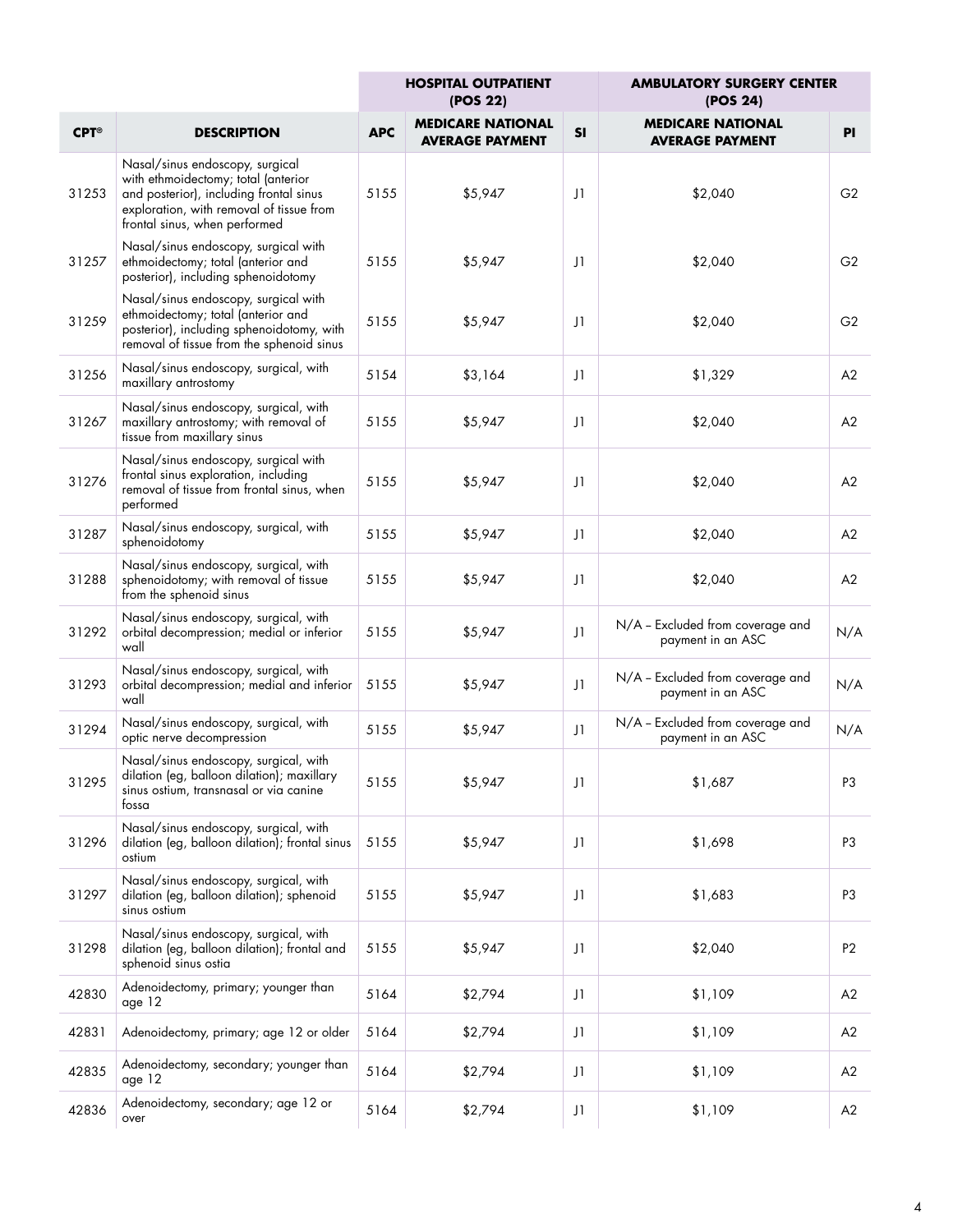| | | HOSPITAL OUTPATIENT (POS 22) | | | AMBULATORY SURGERY CENTER (POS 24) | |
|---|---|---|---|---|---|---|
| **CPT®** | **DESCRIPTION** | **APC** | **MEDICARE NATIONAL AVERAGE PAYMENT** | **SI** | **MEDICARE NATIONAL AVERAGE PAYMENT** | **PI** |
| 31253 | Nasal/sinus endoscopy, surgical with ethmoidectomy; total (anterior and posterior), including frontal sinus exploration, with removal of tissue from frontal sinus, when performed | 5155 | $5,947 | J1 | $2,040 | G2 |
| 31257 | Nasal/sinus endoscopy, surgical with ethmoidectomy; total (anterior and posterior), including sphenoidotomy | 5155 | $5,947 | J1 | $2,040 | G2 |
| 31259 | Nasal/sinus endoscopy, surgical with ethmoidectomy; total (anterior and posterior), including sphenoidotomy, with removal of tissue from the sphenoid sinus | 5155 | $5,947 | J1 | $2,040 | G2 |
| 31256 | Nasal/sinus endoscopy, surgical, with maxillary antrostomy | 5154 | $3,164 | J1 | $1,329 | A2 |
| 31267 | Nasal/sinus endoscopy, surgical, with maxillary antrostomy; with removal of tissue from maxillary sinus | 5155 | $5,947 | J1 | $2,040 | A2 |
| 31276 | Nasal/sinus endoscopy, surgical with frontal sinus exploration, including removal of tissue from frontal sinus, when performed | 5155 | $5,947 | J1 | $2,040 | A2 |
| 31287 | Nasal/sinus endoscopy, surgical, with sphenoidotomy | 5155 | $5,947 | J1 | $2,040 | A2 |
| 31288 | Nasal/sinus endoscopy, surgical, with sphenoidotomy; with removal of tissue from the sphenoid sinus | 5155 | $5,947 | J1 | $2,040 | A2 |
| 31292 | Nasal/sinus endoscopy, surgical, with orbital decompression; medial or inferior wall | 5155 | $5,947 | J1 | N/A – Excluded from coverage and payment in an ASC | N/A |
| 31293 | Nasal/sinus endoscopy, surgical, with orbital decompression; medial and inferior wall | 5155 | $5,947 | J1 | N/A – Excluded from coverage and payment in an ASC | N/A |
| 31294 | Nasal/sinus endoscopy, surgical, with optic nerve decompression | 5155 | $5,947 | J1 | N/A – Excluded from coverage and payment in an ASC | N/A |
| 31295 | Nasal/sinus endoscopy, surgical, with dilation (eg, balloon dilation); maxillary sinus ostium, transnasal or via canine fossa | 5155 | $5,947 | J1 | $1,687 | P3 |
| 31296 | Nasal/sinus endoscopy, surgical, with dilation (eg, balloon dilation); frontal sinus ostium | 5155 | $5,947 | J1 | $1,698 | P3 |
| 31297 | Nasal/sinus endoscopy, surgical, with dilation (eg, balloon dilation); sphenoid sinus ostium | 5155 | $5,947 | J1 | $1,683 | P3 |
| 31298 | Nasal/sinus endoscopy, surgical, with dilation (eg, balloon dilation); frontal and sphenoid sinus ostia | 5155 | $5,947 | J1 | $2,040 | P2 |
| 42830 | Adenoidectomy, primary; younger than age 12 | 5164 | $2,794 | J1 | $1,109 | A2 |
| 42831 | Adenoidectomy, primary; age 12 or older | 5164 | $2,794 | J1 | $1,109 | A2 |
| 42835 | Adenoidectomy, secondary; younger than age 12 | 5164 | $2,794 | J1 | $1,109 | A2 |
| 42836 | Adenoidectomy, secondary; age 12 or over | 5164 | $2,794 | J1 | $1,109 | A2 |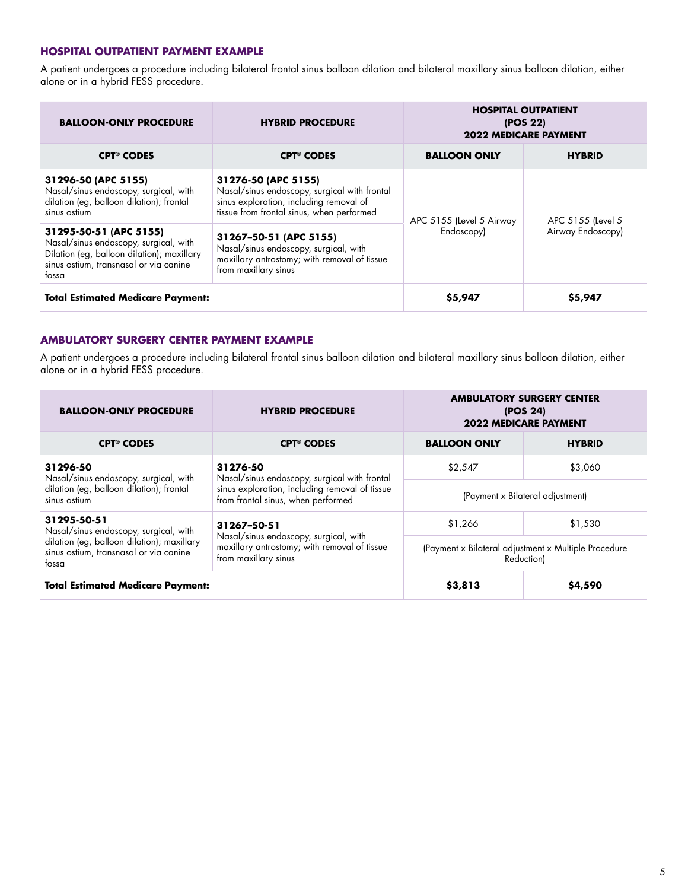### HOSPITAL OUTPATIENT PAYMENT EXAMPLE

A patient undergoes a procedure including bilateral frontal sinus balloon dilation and bilateral maxillary sinus balloon dilation, either alone or in a hybrid FESS procedure.

| BALLOON-ONLY PROCEDURE | HYBRID PROCEDURE | HOSPITAL OUTPATIENT (POS 22) 2022 MEDICARE PAYMENT | |
|---|---|---|---|
| **CPT® CODES** | **CPT® CODES** | **BALLOON ONLY** | **HYBRID** |
| **31296-50 (APC 5155)** Nasal/sinus endoscopy, surgical, with dilation (eg, balloon dilation); frontal sinus ostium | **31276-50 (APC 5155)** Nasal/sinus endoscopy, surgical with frontal sinus exploration, including removal of tissue from frontal sinus, when performed | APC 5155 (Level 5 Airway Endoscopy) | APC 5155 (Level 5 Airway Endoscopy) |
| **31295-50-51 (APC 5155)** Nasal/sinus endoscopy, surgical, with Dilation (eg, balloon dilation); maxillary sinus ostium, transnasal or via canine fossa | **31267-50-51 (APC 5155)** Nasal/sinus endoscopy, surgical, with maxillary antrostomy; with removal of tissue from maxillary sinus | | |
| **Total Estimated Medicare Payment:** | | **$5,947** | **$5,947** |

### AMBULATORY SURGERY CENTER PAYMENT EXAMPLE

A patient undergoes a procedure including bilateral frontal sinus balloon dilation and bilateral maxillary sinus balloon dilation, either alone or in a hybrid FESS procedure.

| BALLOON-ONLY PROCEDURE | HYBRID PROCEDURE | AMBULATORY SURGERY CENTER (POS 24) 2022 MEDICARE PAYMENT | |
|---|---|---|---|
| **CPT® CODES** | **CPT® CODES** | **BALLOON ONLY** | **HYBRID** |
| **31296-50** Nasal/sinus endoscopy, surgical, with dilation (eg, balloon dilation); frontal sinus ostium | **31276-50** Nasal/sinus endoscopy, surgical with frontal sinus exploration, including removal of tissue from frontal sinus, when performed | $2,547 | $3,060 |
| | | (Payment x Bilateral adjustment) | |
| **31295-50-51** Nasal/sinus endoscopy, surgical, with dilation (eg, balloon dilation); maxillary sinus ostium, transnasal or via canine fossa | **31267-50-51** Nasal/sinus endoscopy, surgical, with maxillary antrostomy; with removal of tissue from maxillary sinus | $1,266 | $1,530 |
| | | (Payment x Bilateral adjustment x Multiple Procedure Reduction) | |
| **Total Estimated Medicare Payment:** | | **$3,813** | **$4,590** |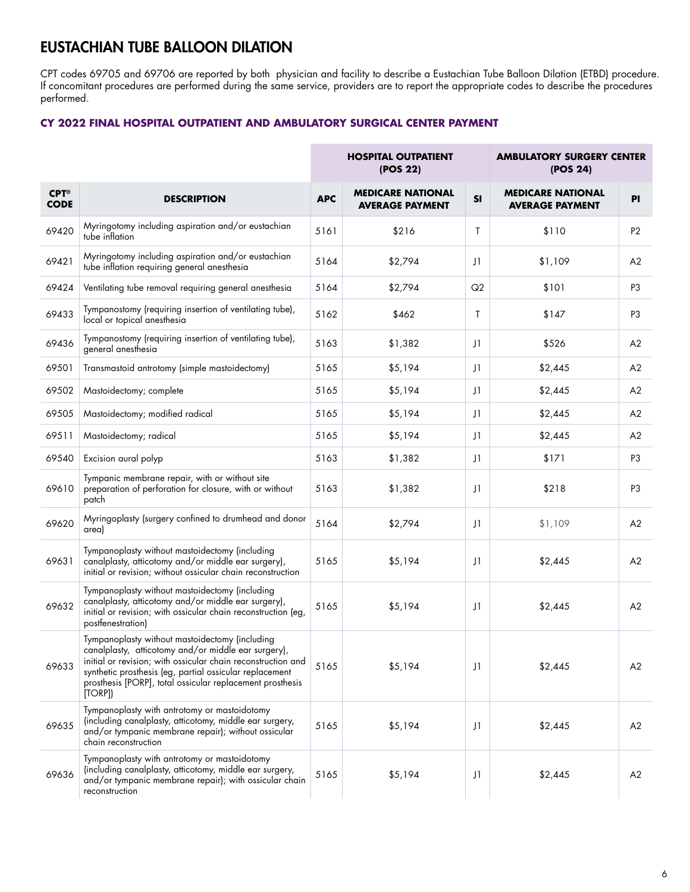# EUSTACHIAN TUBE BALLOON DILATION

CPT codes 69705 and 69706 are reported by both physician and facility to describe a Eustachian Tube Balloon Dilation (ETBD) procedure. If concomitant procedures are performed during the same service, providers are to report the appropriate codes to describe the procedures performed.

### CY 2022 FINAL HOSPITAL OUTPATIENT AND AMBULATORY SURGICAL CENTER PAYMENT

| | | HOSPITAL OUTPATIENT (POS 22) | | | AMBULATORY SURGERY CENTER (POS 24) | |
|---|---|---|---|---|---|---|
| CPT® CODE | DESCRIPTION | APC | MEDICARE NATIONAL AVERAGE PAYMENT | SI | MEDICARE NATIONAL AVERAGE PAYMENT | PI |
| 69420 | Myringotomy including aspiration and/or eustachian tube inflation | 5161 | $216 | T | $110 | P2 |
| 69421 | Myringotomy including aspiration and/or eustachian tube inflation requiring general anesthesia | 5164 | $2,794 | J1 | $1,109 | A2 |
| 69424 | Ventilating tube removal requiring general anesthesia | 5164 | $2,794 | Q2 | $101 | P3 |
| 69433 | Tympanostomy (requiring insertion of ventilating tube), local or topical anesthesia | 5162 | $462 | T | $147 | P3 |
| 69436 | Tympanostomy (requiring insertion of ventilating tube), general anesthesia | 5163 | $1,382 | J1 | $526 | A2 |
| 69501 | Transmastoid antrotomy (simple mastoidectomy) | 5165 | $5,194 | J1 | $2,445 | A2 |
| 69502 | Mastoidectomy; complete | 5165 | $5,194 | J1 | $2,445 | A2 |
| 69505 | Mastoidectomy; modified radical | 5165 | $5,194 | J1 | $2,445 | A2 |
| 69511 | Mastoidectomy; radical | 5165 | $5,194 | J1 | $2,445 | A2 |
| 69540 | Excision aural polyp | 5163 | $1,382 | J1 | $171 | P3 |
| 69610 | Tympanic membrane repair, with or without site preparation of perforation for closure, with or without patch | 5163 | $1,382 | J1 | $218 | P3 |
| 69620 | Myringoplasty (surgery confined to drumhead and donor area) | 5164 | $2,794 | J1 | $1,109 | A2 |
| 69631 | Tympanoplasty without mastoidectomy (including canalplasty, atticotomy and/or middle ear surgery), initial or revision; without ossicular chain reconstruction | 5165 | $5,194 | J1 | $2,445 | A2 |
| 69632 | Tympanoplasty without mastoidectomy (including canalplasty, atticotomy and/or middle ear surgery), initial or revision; with ossicular chain reconstruction (eg, postfenestration) | 5165 | $5,194 | J1 | $2,445 | A2 |
| 69633 | Tympanoplasty without mastoidectomy (including canalplasty, atticotomy and/or middle ear surgery), initial or revision; with ossicular chain reconstruction and synthetic prosthesis (eg, partial ossicular replacement prosthesis [PORP], total ossicular replacement prosthesis [TORP]) | 5165 | $5,194 | J1 | $2,445 | A2 |
| 69635 | Tympanoplasty with antrotomy or mastoidotomy (including canalplasty, atticotomy, middle ear surgery, and/or tympanic membrane repair); without ossicular chain reconstruction | 5165 | $5,194 | J1 | $2,445 | A2 |
| 69636 | Tympanoplasty with antrotomy or mastoidotomy (including canalplasty, atticotomy, middle ear surgery, and/or tympanic membrane repair); with ossicular chain reconstruction | 5165 | $5,194 | J1 | $2,445 | A2 |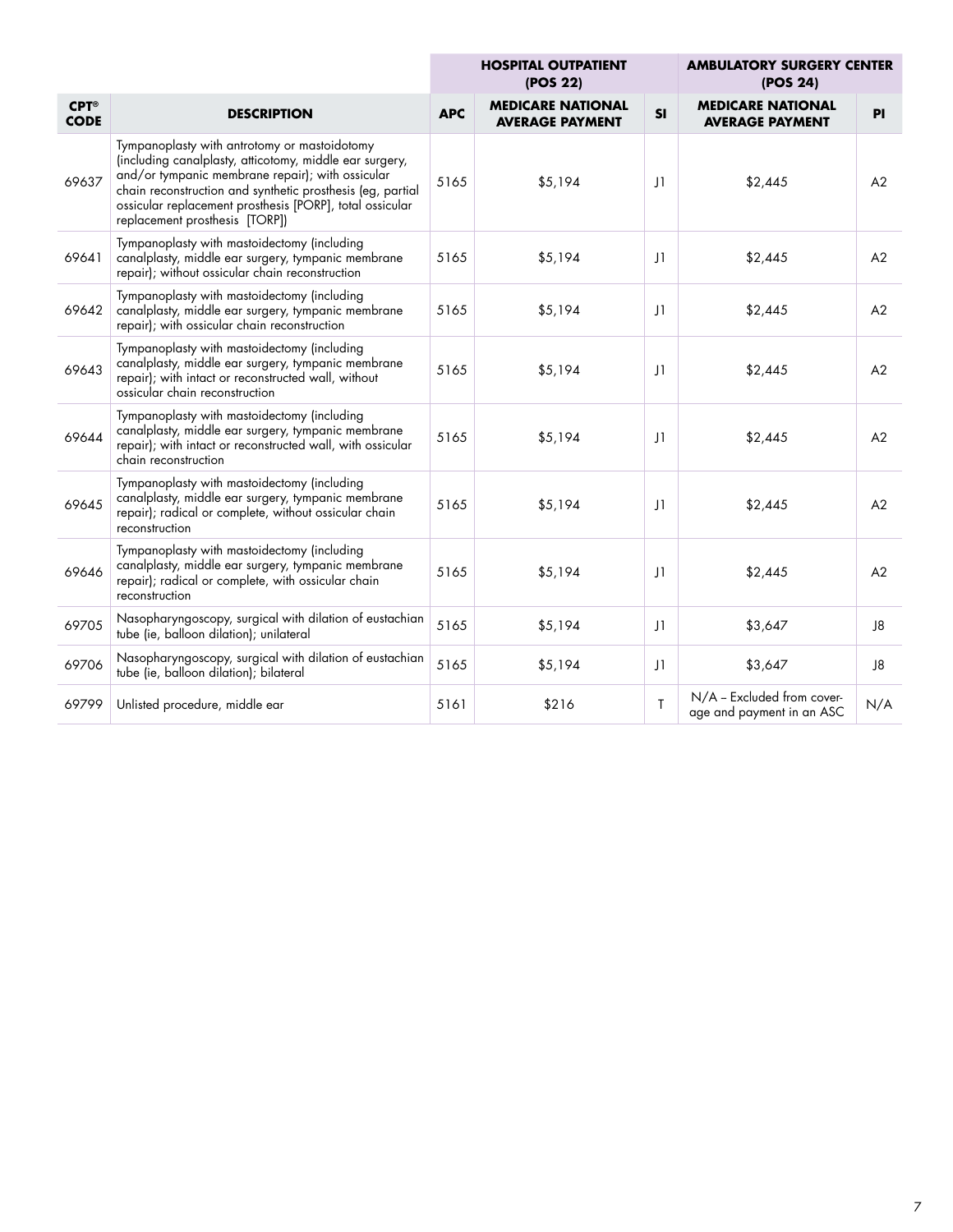| CPT® CODE | DESCRIPTION | HOSPITAL OUTPATIENT (POS 22) | | | AMBULATORY SURGERY CENTER (POS 24) | |
|---|---|---|---|---|---|---|
| | | APC | MEDICARE NATIONAL AVERAGE PAYMENT | SI | MEDICARE NATIONAL AVERAGE PAYMENT | PI |
| 69637 | Tympanoplasty with antrotomy or mastoidotomy (including canalplasty, atticotomy, middle ear surgery, and/or tympanic membrane repair); with ossicular chain reconstruction and synthetic prosthesis (eg, partial ossicular replacement prosthesis [PORP], total ossicular replacement prosthesis [TORP]) | 5165 | $5,194 | J1 | $2,445 | A2 |
| 69641 | Tympanoplasty with mastoidectomy (including canalplasty, middle ear surgery, tympanic membrane repair); without ossicular chain reconstruction | 5165 | $5,194 | J1 | $2,445 | A2 |
| 69642 | Tympanoplasty with mastoidectomy (including canalplasty, middle ear surgery, tympanic membrane repair); with ossicular chain reconstruction | 5165 | $5,194 | J1 | $2,445 | A2 |
| 69643 | Tympanoplasty with mastoidectomy (including canalplasty, middle ear surgery, tympanic membrane repair); with intact or reconstructed wall, without ossicular chain reconstruction | 5165 | $5,194 | J1 | $2,445 | A2 |
| 69644 | Tympanoplasty with mastoidectomy (including canalplasty, middle ear surgery, tympanic membrane repair); with intact or reconstructed wall, with ossicular chain reconstruction | 5165 | $5,194 | J1 | $2,445 | A2 |
| 69645 | Tympanoplasty with mastoidectomy (including canalplasty, middle ear surgery, tympanic membrane repair); radical or complete, without ossicular chain reconstruction | 5165 | $5,194 | J1 | $2,445 | A2 |
| 69646 | Tympanoplasty with mastoidectomy (including canalplasty, middle ear surgery, tympanic membrane repair); radical or complete, with ossicular chain reconstruction | 5165 | $5,194 | J1 | $2,445 | A2 |
| 69705 | Nasopharyngoscopy, surgical with dilation of eustachian tube (ie, balloon dilation); unilateral | 5165 | $5,194 | J1 | $3,647 | J8 |
| 69706 | Nasopharyngoscopy, surgical with dilation of eustachian tube (ie, balloon dilation); bilateral | 5165 | $5,194 | J1 | $3,647 | J8 |
| 69799 | Unlisted procedure, middle ear | 5161 | $216 | T | N/A – Excluded from coverage and payment in an ASC | N/A |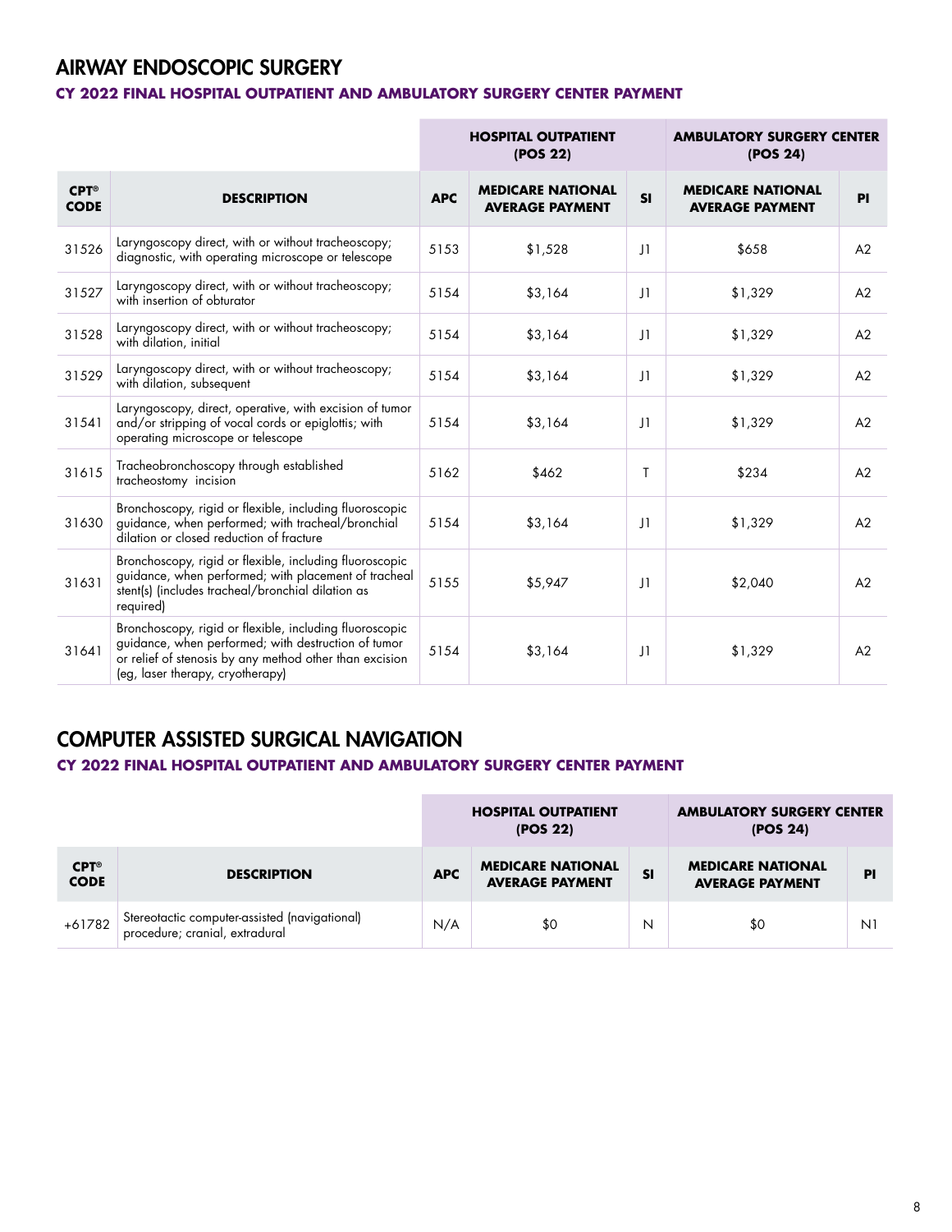## AIRWAY ENDOSCOPIC SURGERY

**CY 2022 FINAL HOSPITAL OUTPATIENT AND AMBULATORY SURGERY CENTER PAYMENT**

| | | HOSPITAL OUTPATIENT (POS 22) | | | AMBULATORY SURGERY CENTER (POS 24) | |
|---|---|---|---|---|---|---|
| **CPT® CODE** | **DESCRIPTION** | **APC** | **MEDICARE NATIONAL AVERAGE PAYMENT** | **SI** | **MEDICARE NATIONAL AVERAGE PAYMENT** | **PI** |
| 31526 | Laryngoscopy direct, with or without tracheoscopy; diagnostic, with operating microscope or telescope | 5153 | $1,528 | J1 | $658 | A2 |
| 31527 | Laryngoscopy direct, with or without tracheoscopy; with insertion of obturator | 5154 | $3,164 | J1 | $1,329 | A2 |
| 31528 | Laryngoscopy direct, with or without tracheoscopy; with dilation, initial | 5154 | $3,164 | J1 | $1,329 | A2 |
| 31529 | Laryngoscopy direct, with or without tracheoscopy; with dilation, subsequent | 5154 | $3,164 | J1 | $1,329 | A2 |
| 31541 | Laryngoscopy, direct, operative, with excision of tumor and/or stripping of vocal cords or epiglottis; with operating microscope or telescope | 5154 | $3,164 | J1 | $1,329 | A2 |
| 31615 | Tracheobronchoscopy through established tracheostomy incision | 5162 | $462 | T | $234 | A2 |
| 31630 | Bronchoscopy, rigid or flexible, including fluoroscopic guidance, when performed; with tracheal/bronchial dilation or closed reduction of fracture | 5154 | $3,164 | J1 | $1,329 | A2 |
| 31631 | Bronchoscopy, rigid or flexible, including fluoroscopic guidance, when performed; with placement of tracheal stent(s) (includes tracheal/bronchial dilation as required) | 5155 | $5,947 | J1 | $2,040 | A2 |
| 31641 | Bronchoscopy, rigid or flexible, including fluoroscopic guidance, when performed; with destruction of tumor or relief of stenosis by any method other than excision (eg, laser therapy, cryotherapy) | 5154 | $3,164 | J1 | $1,329 | A2 |

## COMPUTER ASSISTED SURGICAL NAVIGATION

**CY 2022 FINAL HOSPITAL OUTPATIENT AND AMBULATORY SURGERY CENTER PAYMENT**

| | | HOSPITAL OUTPATIENT (POS 22) | | | AMBULATORY SURGERY CENTER (POS 24) | |
|---|---|---|---|---|---|---|
| **CPT® CODE** | **DESCRIPTION** | **APC** | **MEDICARE NATIONAL AVERAGE PAYMENT** | **SI** | **MEDICARE NATIONAL AVERAGE PAYMENT** | **PI** |
| +61782 | Stereotactic computer-assisted (navigational) procedure; cranial, extradural | N/A | $0 | N | $0 | N1 |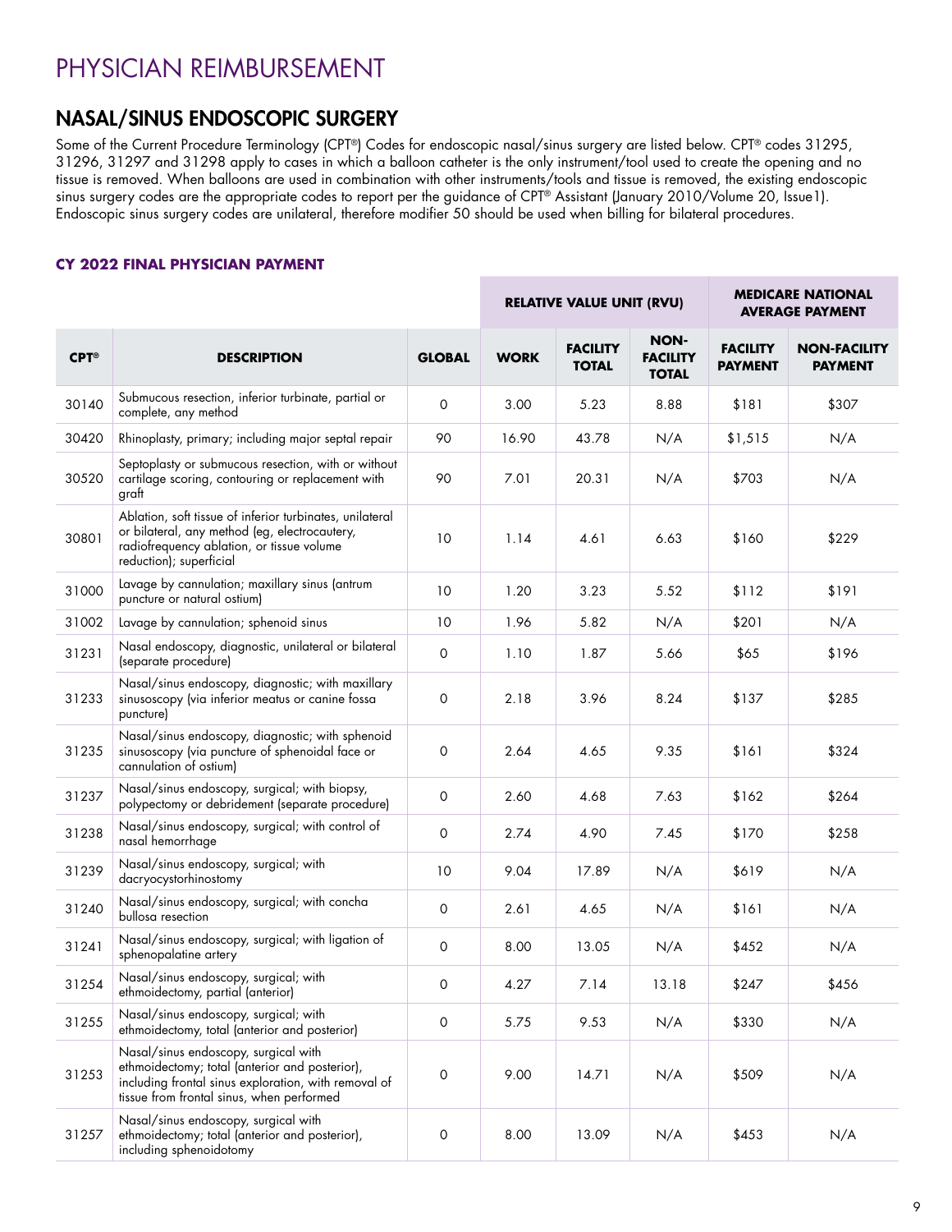# PHYSICIAN REIMBURSEMENT

## NASAL/SINUS ENDOSCOPIC SURGERY

Some of the Current Procedure Terminology (CPT®) Codes for endoscopic nasal/sinus surgery are listed below. CPT® codes 31295, 31296, 31297 and 31298 apply to cases in which a balloon catheter is the only instrument/tool used to create the opening and no tissue is removed. When balloons are used in combination with other instruments/tools and tissue is removed, the existing endoscopic sinus surgery codes are the appropriate codes to report per the guidance of CPT® Assistant (January 2010/Volume 20, Issue1). Endoscopic sinus surgery codes are unilateral, therefore modifier 50 should be used when billing for bilateral procedures.

### CY 2022 FINAL PHYSICIAN PAYMENT

| | | | RELATIVE VALUE UNIT (RVU) | | | MEDICARE NATIONAL AVERAGE PAYMENT | |
|---|---|---|---|---|---|---|---|
| **CPT®** | **DESCRIPTION** | **GLOBAL** | **WORK** | **FACILITY TOTAL** | **NON-FACILITY TOTAL** | **FACILITY PAYMENT** | **NON-FACILITY PAYMENT** |
| 30140 | Submucous resection, inferior turbinate, partial or complete, any method | 0 | 3.00 | 5.23 | 8.88 | $181 | $307 |
| 30420 | Rhinoplasty, primary; including major septal repair | 90 | 16.90 | 43.78 | N/A | $1,515 | N/A |
| 30520 | Septoplasty or submucous resection, with or without cartilage scoring, contouring or replacement with graft | 90 | 7.01 | 20.31 | N/A | $703 | N/A |
| 30801 | Ablation, soft tissue of inferior turbinates, unilateral or bilateral, any method (eg, electrocautery, radiofrequency ablation, or tissue volume reduction); superficial | 10 | 1.14 | 4.61 | 6.63 | $160 | $229 |
| 31000 | Lavage by cannulation; maxillary sinus (antrum puncture or natural ostium) | 10 | 1.20 | 3.23 | 5.52 | $112 | $191 |
| 31002 | Lavage by cannulation; sphenoid sinus | 10 | 1.96 | 5.82 | N/A | $201 | N/A |
| 31231 | Nasal endoscopy, diagnostic, unilateral or bilateral (separate procedure) | 0 | 1.10 | 1.87 | 5.66 | $65 | $196 |
| 31233 | Nasal/sinus endoscopy, diagnostic; with maxillary sinusoscopy (via inferior meatus or canine fossa puncture) | 0 | 2.18 | 3.96 | 8.24 | $137 | $285 |
| 31235 | Nasal/sinus endoscopy, diagnostic; with sphenoid sinusoscopy (via puncture of sphenoidal face or cannulation of ostium) | 0 | 2.64 | 4.65 | 9.35 | $161 | $324 |
| 31237 | Nasal/sinus endoscopy, surgical; with biopsy, polypectomy or debridement (separate procedure) | 0 | 2.60 | 4.68 | 7.63 | $162 | $264 |
| 31238 | Nasal/sinus endoscopy, surgical; with control of nasal hemorrhage | 0 | 2.74 | 4.90 | 7.45 | $170 | $258 |
| 31239 | Nasal/sinus endoscopy, surgical; with dacryocystorhinostomy | 10 | 9.04 | 17.89 | N/A | $619 | N/A |
| 31240 | Nasal/sinus endoscopy, surgical; with concha bullosa resection | 0 | 2.61 | 4.65 | N/A | $161 | N/A |
| 31241 | Nasal/sinus endoscopy, surgical; with ligation of sphenopalatine artery | 0 | 8.00 | 13.05 | N/A | $452 | N/A |
| 31254 | Nasal/sinus endoscopy, surgical; with ethmoidectomy, partial (anterior) | 0 | 4.27 | 7.14 | 13.18 | $247 | $456 |
| 31255 | Nasal/sinus endoscopy, surgical; with ethmoidectomy, total (anterior and posterior) | 0 | 5.75 | 9.53 | N/A | $330 | N/A |
| 31253 | Nasal/sinus endoscopy, surgical with ethmoidectomy; total (anterior and posterior), including frontal sinus exploration, with removal of tissue from frontal sinus, when performed | 0 | 9.00 | 14.71 | N/A | $509 | N/A |
| 31257 | Nasal/sinus endoscopy, surgical with ethmoidectomy; total (anterior and posterior), including sphenoidotomy | 0 | 8.00 | 13.09 | N/A | $453 | N/A |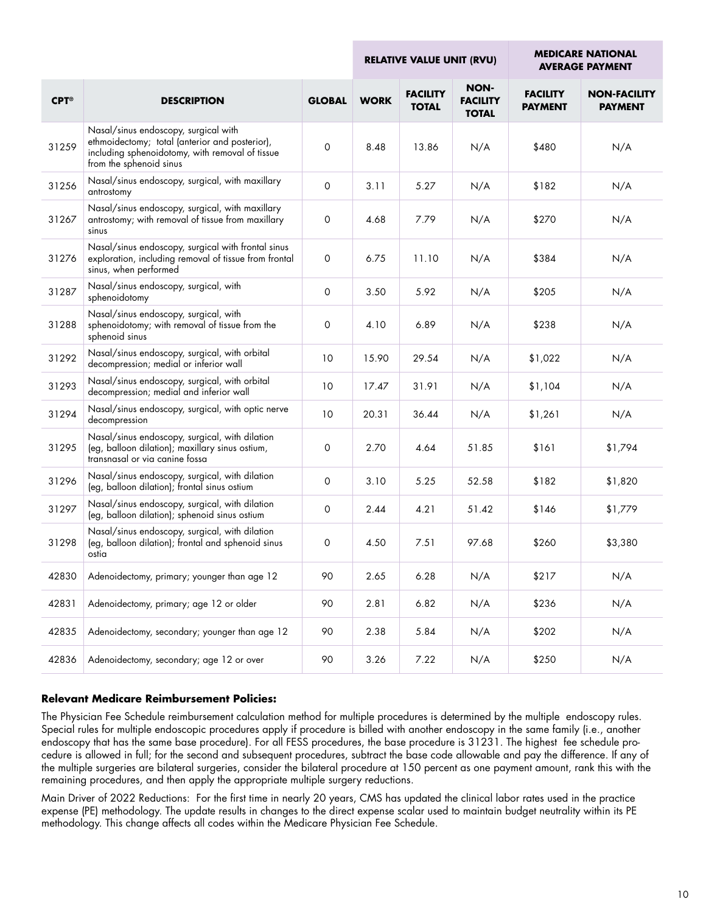| | | | Relative Value Unit (RVU) | | | Medicare National Average Payment | |
|---|---|---|---|---|---|---|---|
| **CPT®** | **DESCRIPTION** | **GLOBAL** | **WORK** | **FACILITY TOTAL** | **NON-FACILITY TOTAL** | **FACILITY PAYMENT** | **NON-FACILITY PAYMENT** |
| 31259 | Nasal/sinus endoscopy, surgical with ethmoidectomy; total (anterior and posterior), including sphenoidotomy, with removal of tissue from the sphenoid sinus | 0 | 8.48 | 13.86 | N/A | $480 | N/A |
| 31256 | Nasal/sinus endoscopy, surgical, with maxillary antrostomy | 0 | 3.11 | 5.27 | N/A | $182 | N/A |
| 31267 | Nasal/sinus endoscopy, surgical, with maxillary antrostomy; with removal of tissue from maxillary sinus | 0 | 4.68 | 7.79 | N/A | $270 | N/A |
| 31276 | Nasal/sinus endoscopy, surgical with frontal sinus exploration, including removal of tissue from frontal sinus, when performed | 0 | 6.75 | 11.10 | N/A | $384 | N/A |
| 31287 | Nasal/sinus endoscopy, surgical, with sphenoidotomy | 0 | 3.50 | 5.92 | N/A | $205 | N/A |
| 31288 | Nasal/sinus endoscopy, surgical, with sphenoidotomy; with removal of tissue from the sphenoid sinus | 0 | 4.10 | 6.89 | N/A | $238 | N/A |
| 31292 | Nasal/sinus endoscopy, surgical, with orbital decompression; medial or inferior wall | 10 | 15.90 | 29.54 | N/A | $1,022 | N/A |
| 31293 | Nasal/sinus endoscopy, surgical, with orbital decompression; medial and inferior wall | 10 | 17.47 | 31.91 | N/A | $1,104 | N/A |
| 31294 | Nasal/sinus endoscopy, surgical, with optic nerve decompression | 10 | 20.31 | 36.44 | N/A | $1,261 | N/A |
| 31295 | Nasal/sinus endoscopy, surgical, with dilation (eg, balloon dilation); maxillary sinus ostium, transnasal or via canine fossa | 0 | 2.70 | 4.64 | 51.85 | $161 | $1,794 |
| 31296 | Nasal/sinus endoscopy, surgical, with dilation (eg, balloon dilation); frontal sinus ostium | 0 | 3.10 | 5.25 | 52.58 | $182 | $1,820 |
| 31297 | Nasal/sinus endoscopy, surgical, with dilation (eg, balloon dilation); sphenoid sinus ostium | 0 | 2.44 | 4.21 | 51.42 | $146 | $1,779 |
| 31298 | Nasal/sinus endoscopy, surgical, with dilation (eg, balloon dilation); frontal and sphenoid sinus ostia | 0 | 4.50 | 7.51 | 97.68 | $260 | $3,380 |
| 42830 | Adenoidectomy, primary; younger than age 12 | 90 | 2.65 | 6.28 | N/A | $217 | N/A |
| 42831 | Adenoidectomy, primary; age 12 or older | 90 | 2.81 | 6.82 | N/A | $236 | N/A |
| 42835 | Adenoidectomy, secondary; younger than age 12 | 90 | 2.38 | 5.84 | N/A | $202 | N/A |
| 42836 | Adenoidectomy, secondary; age 12 or over | 90 | 3.26 | 7.22 | N/A | $250 | N/A |

**Relevant Medicare Reimbursement Policies:**

The Physician Fee Schedule reimbursement calculation method for multiple procedures is determined by the multiple endoscopy rules. Special rules for multiple endoscopic procedures apply if procedure is billed with another endoscopy in the same family (i.e., another endoscopy that has the same base procedure). For all FESS procedures, the base procedure is 31231. The highest fee schedule procedure is allowed in full; for the second and subsequent procedures, subtract the base code allowable and pay the difference. If any of the multiple surgeries are bilateral surgeries, consider the bilateral procedure at 150 percent as one payment amount, rank this with the remaining procedures, and then apply the appropriate multiple surgery reductions.

Main Driver of 2022 Reductions: For the first time in nearly 20 years, CMS has updated the clinical labor rates used in the practice expense (PE) methodology. The update results in changes to the direct expense scalar used to maintain budget neutrality within its PE methodology. This change affects all codes within the Medicare Physician Fee Schedule.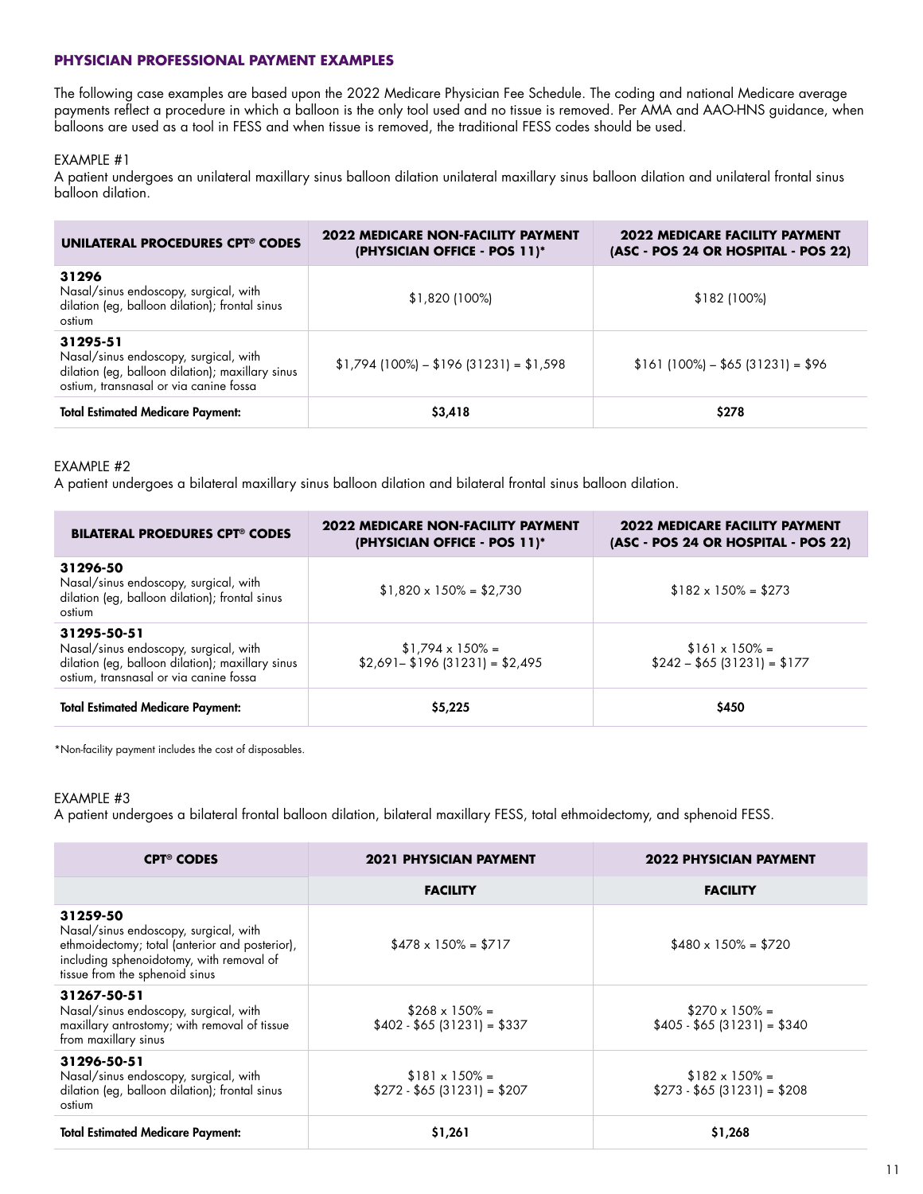## PHYSICIAN PROFESSIONAL PAYMENT EXAMPLES

The following case examples are based upon the 2022 Medicare Physician Fee Schedule. The coding and national Medicare average payments reflect a procedure in which a balloon is the only tool used and no tissue is removed. Per AMA and AAO-HNS guidance, when balloons are used as a tool in FESS and when tissue is removed, the traditional FESS codes should be used.

EXAMPLE #1

A patient undergoes an unilateral maxillary sinus balloon dilation unilateral maxillary sinus balloon dilation and unilateral frontal sinus balloon dilation.

| UNILATERAL PROCEDURES CPT® CODES | 2022 MEDICARE NON-FACILITY PAYMENT (PHYSICIAN OFFICE - POS 11)* | 2022 MEDICARE FACILITY PAYMENT (ASC - POS 24 OR HOSPITAL - POS 22) |
|---|---|---|
| **31296** Nasal/sinus endoscopy, surgical, with dilation (eg, balloon dilation); frontal sinus ostium | $1,820 (100%) | $182 (100%) |
| **31295-51** Nasal/sinus endoscopy, surgical, with dilation (eg, balloon dilation); maxillary sinus ostium, transnasal or via canine fossa | $1,794 (100%) – $196 (31231) = $1,598 | $161 (100%) – $65 (31231) = $96 |
| **Total Estimated Medicare Payment:** | **$3,418** | **$278** |

EXAMPLE #2

A patient undergoes a bilateral maxillary sinus balloon dilation and bilateral frontal sinus balloon dilation.

| BILATERAL PROEDURES CPT® CODES | 2022 MEDICARE NON-FACILITY PAYMENT (PHYSICIAN OFFICE - POS 11)* | 2022 MEDICARE FACILITY PAYMENT (ASC - POS 24 OR HOSPITAL - POS 22) |
|---|---|---|
| **31296-50** Nasal/sinus endoscopy, surgical, with dilation (eg, balloon dilation); frontal sinus ostium | $1,820 x 150% = $2,730 | $182 x 150% = $273 |
| **31295-50-51** Nasal/sinus endoscopy, surgical, with dilation (eg, balloon dilation); maxillary sinus ostium, transnasal or via canine fossa | $1,794 x 150% = $2,691– $196 (31231) = $2,495 | $161 x 150% = $242 – $65 (31231) = $177 |
| **Total Estimated Medicare Payment:** | **$5,225** | **$450** |

*Non-facility payment includes the cost of disposables.

EXAMPLE #3

A patient undergoes a bilateral frontal balloon dilation, bilateral maxillary FESS, total ethmoidectomy, and sphenoid FESS.

| CPT® CODES | 2021 PHYSICIAN PAYMENT | 2022 PHYSICIAN PAYMENT |
|---|---|---|
| | **FACILITY** | **FACILITY** |
| **31259-50** Nasal/sinus endoscopy, surgical, with ethmoidectomy; total (anterior and posterior), including sphenoidotomy, with removal of tissue from the sphenoid sinus | $478 x 150% = $717 | $480 x 150% = $720 |
| **31267-50-51** Nasal/sinus endoscopy, surgical, with maxillary antrostomy; with removal of tissue from maxillary sinus | $268 x 150% = $402 - $65 (31231) = $337 | $270 x 150% = $405 - $65 (31231) = $340 |
| **31296-50-51** Nasal/sinus endoscopy, surgical, with dilation (eg, balloon dilation); frontal sinus ostium | $181 x 150% = $272 - $65 (31231) = $207 | $182 x 150% = $273 - $65 (31231) = $208 |
| **Total Estimated Medicare Payment:** | **$1,261** | **$1,268** |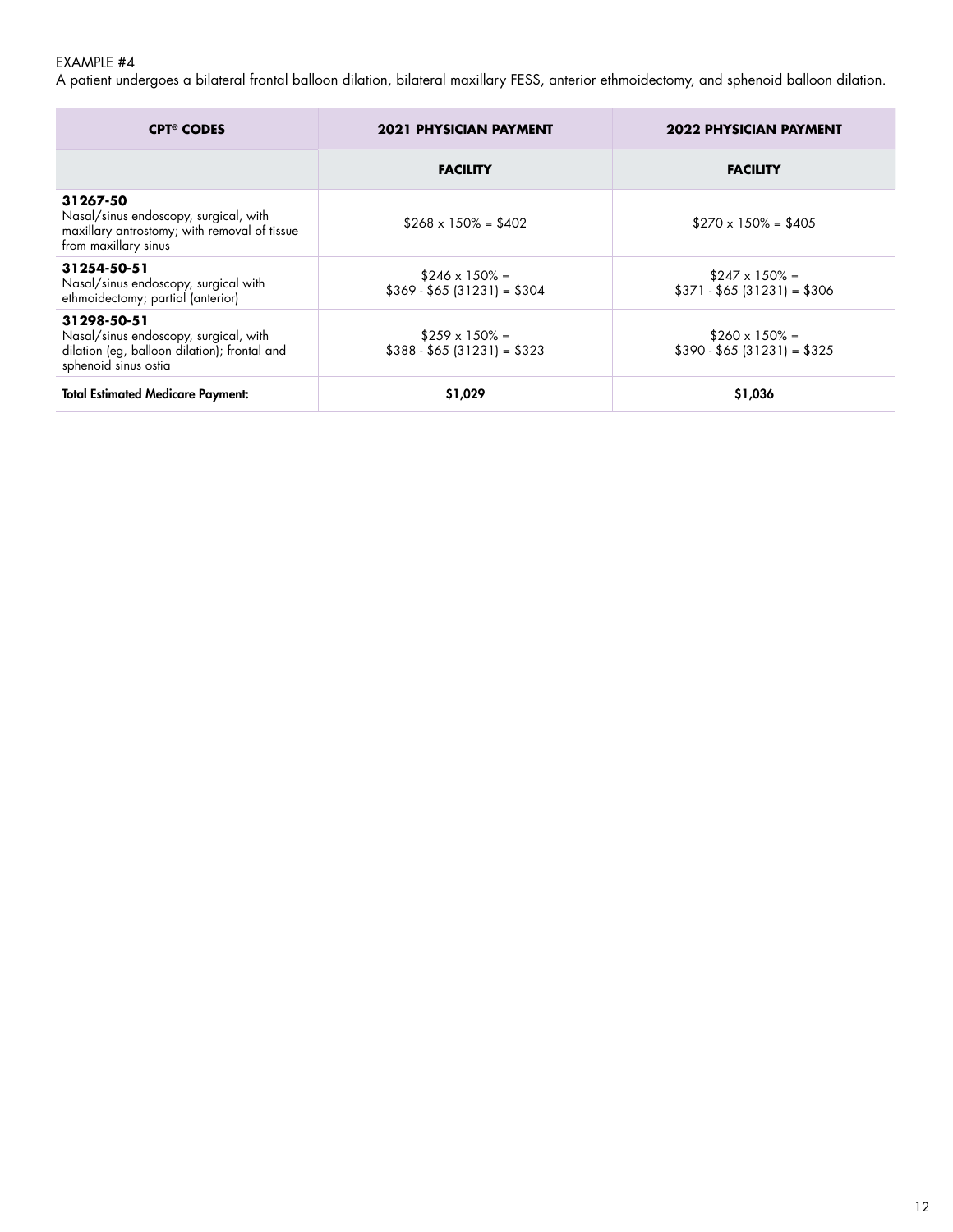EXAMPLE #4

A patient undergoes a bilateral frontal balloon dilation, bilateral maxillary FESS, anterior ethmoidectomy, and sphenoid balloon dilation.

| CPT® CODES | 2021 PHYSICIAN PAYMENT | 2022 PHYSICIAN PAYMENT |
|---|---|---|
| | **FACILITY** | **FACILITY** |
| **31267-50** Nasal/sinus endoscopy, surgical, with maxillary antrostomy; with removal of tissue from maxillary sinus | $268 x 150% = $402 | $270 x 150% = $405 |
| **31254-50-51** Nasal/sinus endoscopy, surgical with ethmoidectomy; partial (anterior) | $246 x 150% = $369 - $65 (31231) = $304 | $247 x 150% = $371 - $65 (31231) = $306 |
| **31298-50-51** Nasal/sinus endoscopy, surgical, with dilation (eg, balloon dilation); frontal and sphenoid sinus ostia | $259 x 150% = $388 - $65 (31231) = $323 | $260 x 150% = $390 - $65 (31231) = $325 |
| **Total Estimated Medicare Payment:** | **$1,029** | **$1,036** |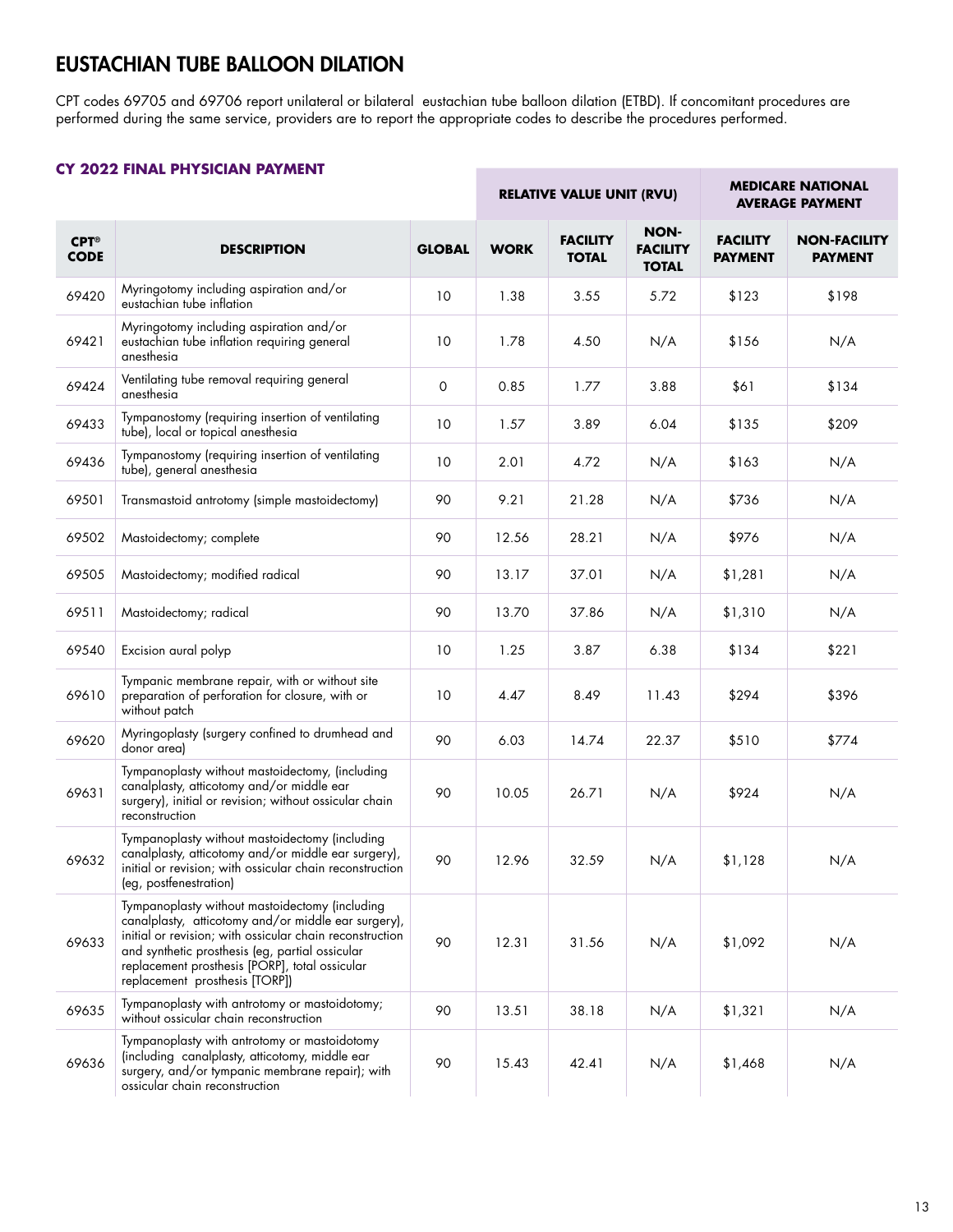# EUSTACHIAN TUBE BALLOON DILATION

CPT codes 69705 and 69706 report unilateral or bilateral eustachian tube balloon dilation (ETBD). If concomitant procedures are performed during the same service, providers are to report the appropriate codes to describe the procedures performed.

### CY 2022 FINAL PHYSICIAN PAYMENT

| | | | RELATIVE VALUE UNIT (RVU) | | | MEDICARE NATIONAL AVERAGE PAYMENT | |
|---|---|---|---|---|---|---|---|
| **CPT® CODE** | **DESCRIPTION** | **GLOBAL** | **WORK** | **FACILITY TOTAL** | **NON-FACILITY TOTAL** | **FACILITY PAYMENT** | **NON-FACILITY PAYMENT** |
| 69420 | Myringotomy including aspiration and/or eustachian tube inflation | 10 | 1.38 | 3.55 | 5.72 | $123 | $198 |
| 69421 | Myringotomy including aspiration and/or eustachian tube inflation requiring general anesthesia | 10 | 1.78 | 4.50 | N/A | $156 | N/A |
| 69424 | Ventilating tube removal requiring general anesthesia | 0 | 0.85 | 1.77 | 3.88 | $61 | $134 |
| 69433 | Tympanostomy (requiring insertion of ventilating tube), local or topical anesthesia | 10 | 1.57 | 3.89 | 6.04 | $135 | $209 |
| 69436 | Tympanostomy (requiring insertion of ventilating tube), general anesthesia | 10 | 2.01 | 4.72 | N/A | $163 | N/A |
| 69501 | Transmastoid antrotomy (simple mastoidectomy) | 90 | 9.21 | 21.28 | N/A | $736 | N/A |
| 69502 | Mastoidectomy; complete | 90 | 12.56 | 28.21 | N/A | $976 | N/A |
| 69505 | Mastoidectomy; modified radical | 90 | 13.17 | 37.01 | N/A | $1,281 | N/A |
| 69511 | Mastoidectomy; radical | 90 | 13.70 | 37.86 | N/A | $1,310 | N/A |
| 69540 | Excision aural polyp | 10 | 1.25 | 3.87 | 6.38 | $134 | $221 |
| 69610 | Tympanic membrane repair, with or without site preparation of perforation for closure, with or without patch | 10 | 4.47 | 8.49 | 11.43 | $294 | $396 |
| 69620 | Myringoplasty (surgery confined to drumhead and donor area) | 90 | 6.03 | 14.74 | 22.37 | $510 | $774 |
| 69631 | Tympanoplasty without mastoidectomy, (including canalplasty, atticotomy and/or middle ear surgery), initial or revision; without ossicular chain reconstruction | 90 | 10.05 | 26.71 | N/A | $924 | N/A |
| 69632 | Tympanoplasty without mastoidectomy (including canalplasty, atticotomy and/or middle ear surgery), initial or revision; with ossicular chain reconstruction (eg, postfenestration) | 90 | 12.96 | 32.59 | N/A | $1,128 | N/A |
| 69633 | Tympanoplasty without mastoidectomy (including canalplasty, atticotomy and/or middle ear surgery), initial or revision; with ossicular chain reconstruction and synthetic prosthesis (eg, partial ossicular replacement prosthesis [PORP], total ossicular replacement prosthesis [TORP]) | 90 | 12.31 | 31.56 | N/A | $1,092 | N/A |
| 69635 | Tympanoplasty with antrotomy or mastoidotomy; without ossicular chain reconstruction | 90 | 13.51 | 38.18 | N/A | $1,321 | N/A |
| 69636 | Tympanoplasty with antrotomy or mastoidotomy (including canalplasty, atticotomy, middle ear surgery, and/or tympanic membrane repair); with ossicular chain reconstruction | 90 | 15.43 | 42.41 | N/A | $1,468 | N/A |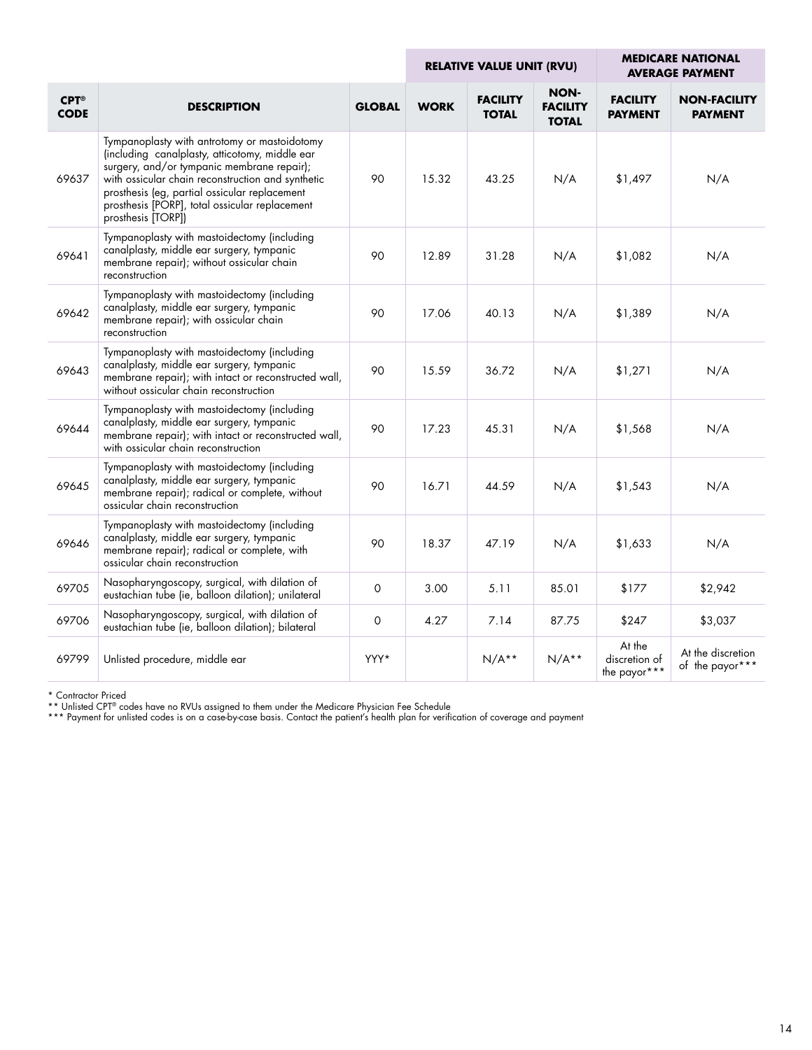| | | | RELATIVE VALUE UNIT (RVU) | | | MEDICARE NATIONAL AVERAGE PAYMENT | |
|---|---|---|---|---|---|---|---|
| **CPT® CODE** | **DESCRIPTION** | **GLOBAL** | **WORK** | **FACILITY TOTAL** | **NON-FACILITY TOTAL** | **FACILITY PAYMENT** | **NON-FACILITY PAYMENT** |
| 69637 | Tympanoplasty with antrotomy or mastoidotomy (including canalplasty, atticotomy, middle ear surgery, and/or tympanic membrane repair); with ossicular chain reconstruction and synthetic prosthesis (eg, partial ossicular replacement prosthesis [PORP], total ossicular replacement prosthesis [TORP]) | 90 | 15.32 | 43.25 | N/A | $1,497 | N/A |
| 69641 | Tympanoplasty with mastoidectomy (including canalplasty, middle ear surgery, tympanic membrane repair); without ossicular chain reconstruction | 90 | 12.89 | 31.28 | N/A | $1,082 | N/A |
| 69642 | Tympanoplasty with mastoidectomy (including canalplasty, middle ear surgery, tympanic membrane repair); with ossicular chain reconstruction | 90 | 17.06 | 40.13 | N/A | $1,389 | N/A |
| 69643 | Tympanoplasty with mastoidectomy (including canalplasty, middle ear surgery, tympanic membrane repair); with intact or reconstructed wall, without ossicular chain reconstruction | 90 | 15.59 | 36.72 | N/A | $1,271 | N/A |
| 69644 | Tympanoplasty with mastoidectomy (including canalplasty, middle ear surgery, tympanic membrane repair); with intact or reconstructed wall, with ossicular chain reconstruction | 90 | 17.23 | 45.31 | N/A | $1,568 | N/A |
| 69645 | Tympanoplasty with mastoidectomy (including canalplasty, middle ear surgery, tympanic membrane repair); radical or complete, without ossicular chain reconstruction | 90 | 16.71 | 44.59 | N/A | $1,543 | N/A |
| 69646 | Tympanoplasty with mastoidectomy (including canalplasty, middle ear surgery, tympanic membrane repair); radical or complete, with ossicular chain reconstruction | 90 | 18.37 | 47.19 | N/A | $1,633 | N/A |
| 69705 | Nasopharyngoscopy, surgical, with dilation of eustachian tube (ie, balloon dilation); unilateral | 0 | 3.00 | 5.11 | 85.01 | $177 | $2,942 |
| 69706 | Nasopharyngoscopy, surgical, with dilation of eustachian tube (ie, balloon dilation); bilateral | 0 | 4.27 | 7.14 | 87.75 | $247 | $3,037 |
| 69799 | Unlisted procedure, middle ear | YYY* | | N/A** | N/A** | At the discretion of the payor*** | At the discretion of the payor*** |

* Contractor Priced
** Unlisted CPT® codes have no RVUs assigned to them under the Medicare Physician Fee Schedule
*** Payment for unlisted codes is on a case-by-case basis. Contact the patient's health plan for verification of coverage and payment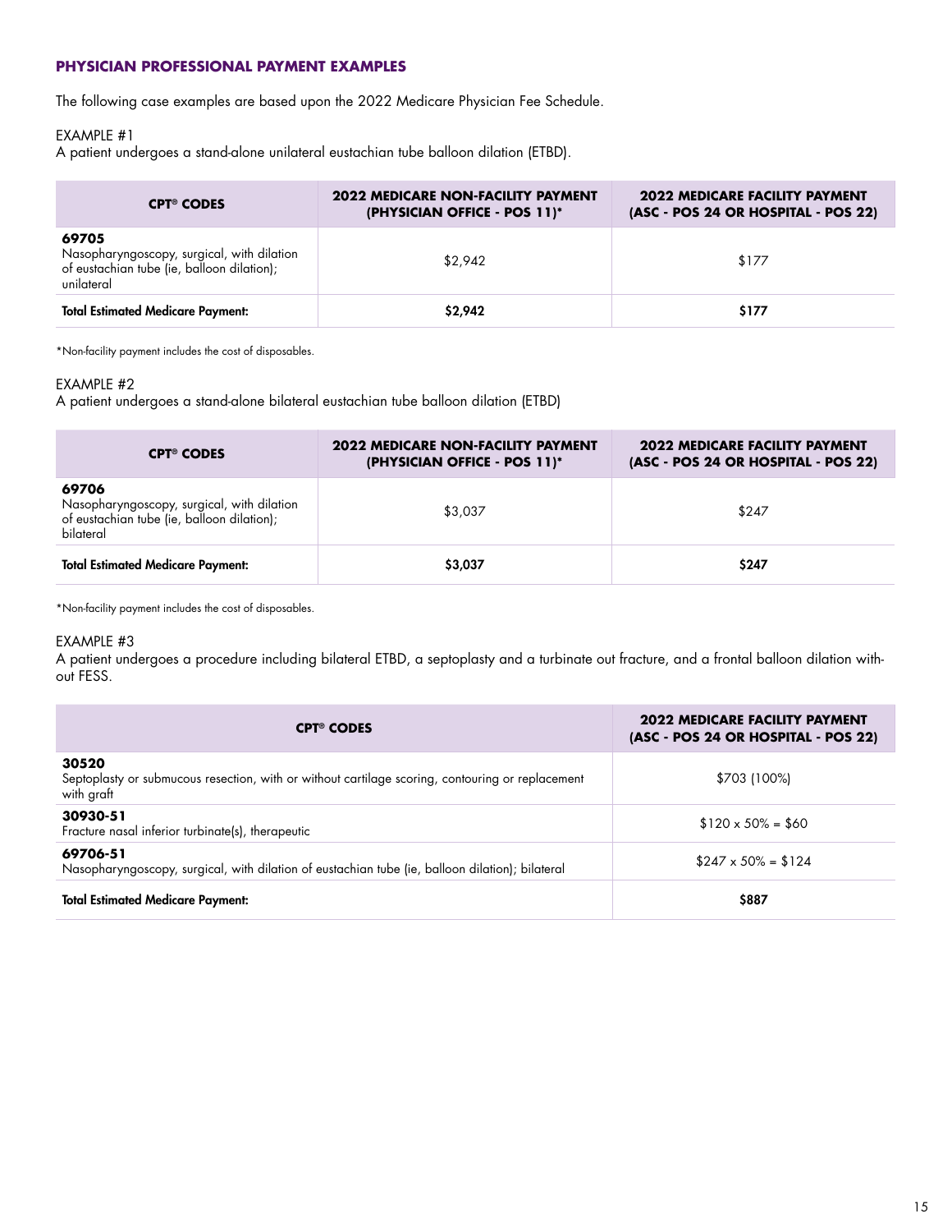## PHYSICIAN PROFESSIONAL PAYMENT EXAMPLES

The following case examples are based upon the 2022 Medicare Physician Fee Schedule.

EXAMPLE #1

A patient undergoes a stand-alone unilateral eustachian tube balloon dilation (ETBD).

| CPT® CODES | 2022 MEDICARE NON-FACILITY PAYMENT (PHYSICIAN OFFICE - POS 11)* | 2022 MEDICARE FACILITY PAYMENT (ASC - POS 24 OR HOSPITAL - POS 22) |
|---|---|---|
| **69705** Nasopharyngoscopy, surgical, with dilation of eustachian tube (ie, balloon dilation); unilateral | $2,942 | $177 |
| **Total Estimated Medicare Payment:** | **$2,942** | **$177** |

*Non-facility payment includes the cost of disposables.

EXAMPLE #2

A patient undergoes a stand-alone bilateral eustachian tube balloon dilation (ETBD)

| CPT® CODES | 2022 MEDICARE NON-FACILITY PAYMENT (PHYSICIAN OFFICE - POS 11)* | 2022 MEDICARE FACILITY PAYMENT (ASC - POS 24 OR HOSPITAL - POS 22) |
|---|---|---|
| **69706** Nasopharyngoscopy, surgical, with dilation of eustachian tube (ie, balloon dilation); bilateral | $3,037 | $247 |
| **Total Estimated Medicare Payment:** | **$3,037** | **$247** |

*Non-facility payment includes the cost of disposables.

EXAMPLE #3

A patient undergoes a procedure including bilateral ETBD, a septoplasty and a turbinate out fracture, and a frontal balloon dilation without FESS.

| CPT® CODES | 2022 MEDICARE FACILITY PAYMENT (ASC - POS 24 OR HOSPITAL - POS 22) |
|---|---|
| **30520** Septoplasty or submucous resection, with or without cartilage scoring, contouring or replacement with graft | $703 (100%) |
| **30930-51** Fracture nasal inferior turbinate(s), therapeutic | $120 x 50% = $60 |
| **69706-51** Nasopharyngoscopy, surgical, with dilation of eustachian tube (ie, balloon dilation); bilateral | $247 x 50% = $124 |
| **Total Estimated Medicare Payment:** | **$887** |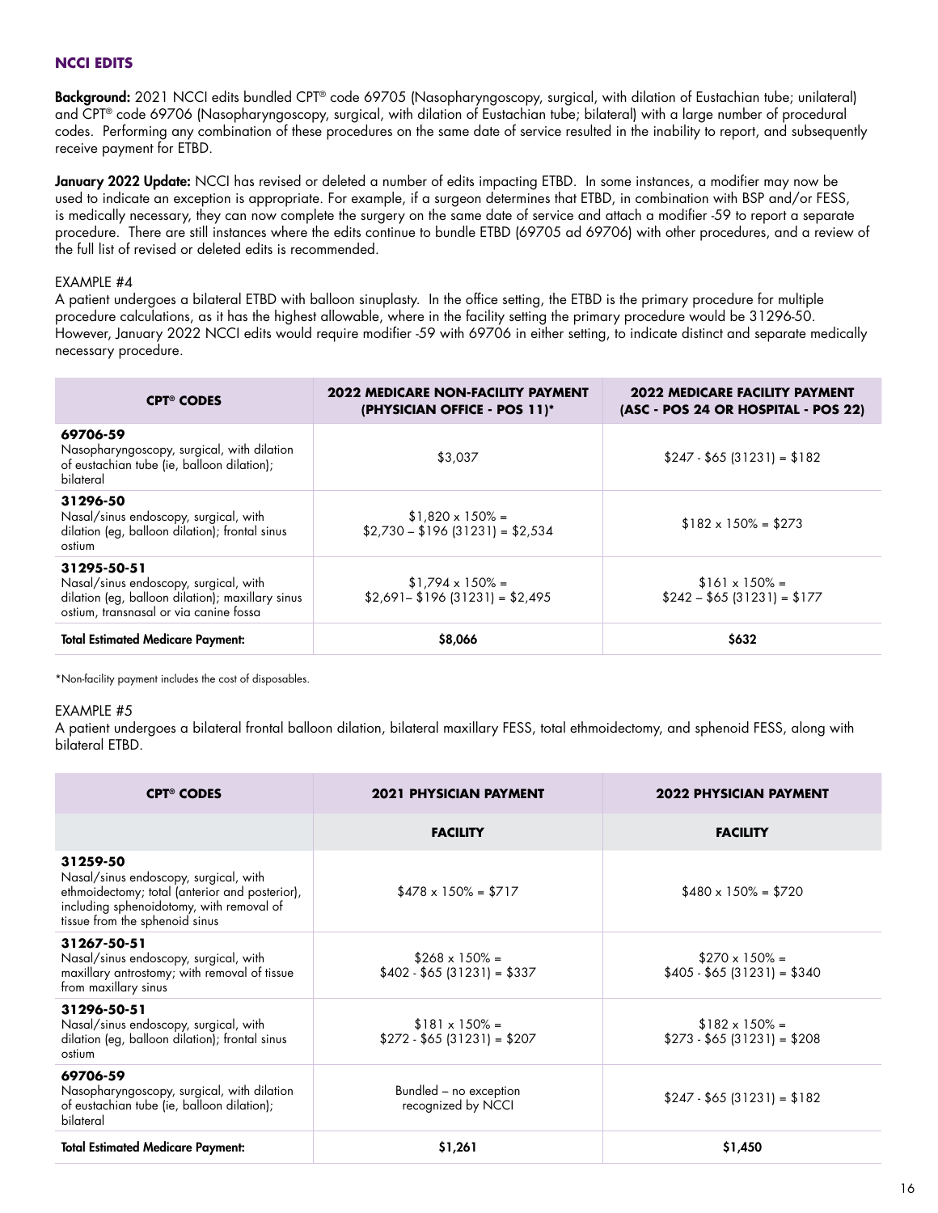## NCCI EDITS

**Background:** 2021 NCCI edits bundled CPT® code 69705 (Nasopharyngoscopy, surgical, with dilation of Eustachian tube; unilateral) and CPT® code 69706 (Nasopharyngoscopy, surgical, with dilation of Eustachian tube; bilateral) with a large number of procedural codes. Performing any combination of these procedures on the same date of service resulted in the inability to report, and subsequently receive payment for ETBD.

**January 2022 Update:** NCCI has revised or deleted a number of edits impacting ETBD. In some instances, a modifier may now be used to indicate an exception is appropriate. For example, if a surgeon determines that ETBD, in combination with BSP and/or FESS, is medically necessary, they can now complete the surgery on the same date of service and attach a modifier -59 to report a separate procedure. There are still instances where the edits continue to bundle ETBD (69705 ad 69706) with other procedures, and a review of the full list of revised or deleted edits is recommended.

EXAMPLE #4

A patient undergoes a bilateral ETBD with balloon sinuplasty. In the office setting, the ETBD is the primary procedure for multiple procedure calculations, as it has the highest allowable, where in the facility setting the primary procedure would be 31296-50. However, January 2022 NCCI edits would require modifier -59 with 69706 in either setting, to indicate distinct and separate medically necessary procedure.

| CPT® CODES | 2022 MEDICARE NON-FACILITY PAYMENT (PHYSICIAN OFFICE - POS 11)* | 2022 MEDICARE FACILITY PAYMENT (ASC - POS 24 OR HOSPITAL - POS 22) |
|---|---|---|
| **69706-59** Nasopharyngoscopy, surgical, with dilation of eustachian tube (ie, balloon dilation); bilateral | $3,037 | $247 - $65 (31231) = $182 |
| **31296-50** Nasal/sinus endoscopy, surgical, with dilation (eg, balloon dilation); frontal sinus ostium | $1,820 x 150% = $2,730 – $196 (31231) = $2,534 | $182 x 150% = $273 |
| **31295-50-51** Nasal/sinus endoscopy, surgical, with dilation (eg, balloon dilation); maxillary sinus ostium, transnasal or via canine fossa | $1,794 x 150% = $2,691– $196 (31231) = $2,495 | $161 x 150% = $242 – $65 (31231) = $177 |
| **Total Estimated Medicare Payment:** | **$8,066** | **$632** |

*Non-facility payment includes the cost of disposables.

EXAMPLE #5

A patient undergoes a bilateral frontal balloon dilation, bilateral maxillary FESS, total ethmoidectomy, and sphenoid FESS, along with bilateral ETBD.

| CPT® CODES | 2021 PHYSICIAN PAYMENT | 2022 PHYSICIAN PAYMENT |
|---|---|---|
| | **FACILITY** | **FACILITY** |
| **31259-50** Nasal/sinus endoscopy, surgical, with ethmoidectomy; total (anterior and posterior), including sphenoidotomy, with removal of tissue from the sphenoid sinus | $478 x 150% = $717 | $480 x 150% = $720 |
| **31267-50-51** Nasal/sinus endoscopy, surgical, with maxillary antrostomy; with removal of tissue from maxillary sinus | $268 x 150% = $402 - $65 (31231) = $337 | $270 x 150% = $405 - $65 (31231) = $340 |
| **31296-50-51** Nasal/sinus endoscopy, surgical, with dilation (eg, balloon dilation); frontal sinus ostium | $181 x 150% = $272 - $65 (31231) = $207 | $182 x 150% = $273 - $65 (31231) = $208 |
| **69706-59** Nasopharyngoscopy, surgical, with dilation of eustachian tube (ie, balloon dilation); bilateral | Bundled – no exception recognized by NCCI | $247 - $65 (31231) = $182 |
| **Total Estimated Medicare Payment:** | **$1,261** | **$1,450** |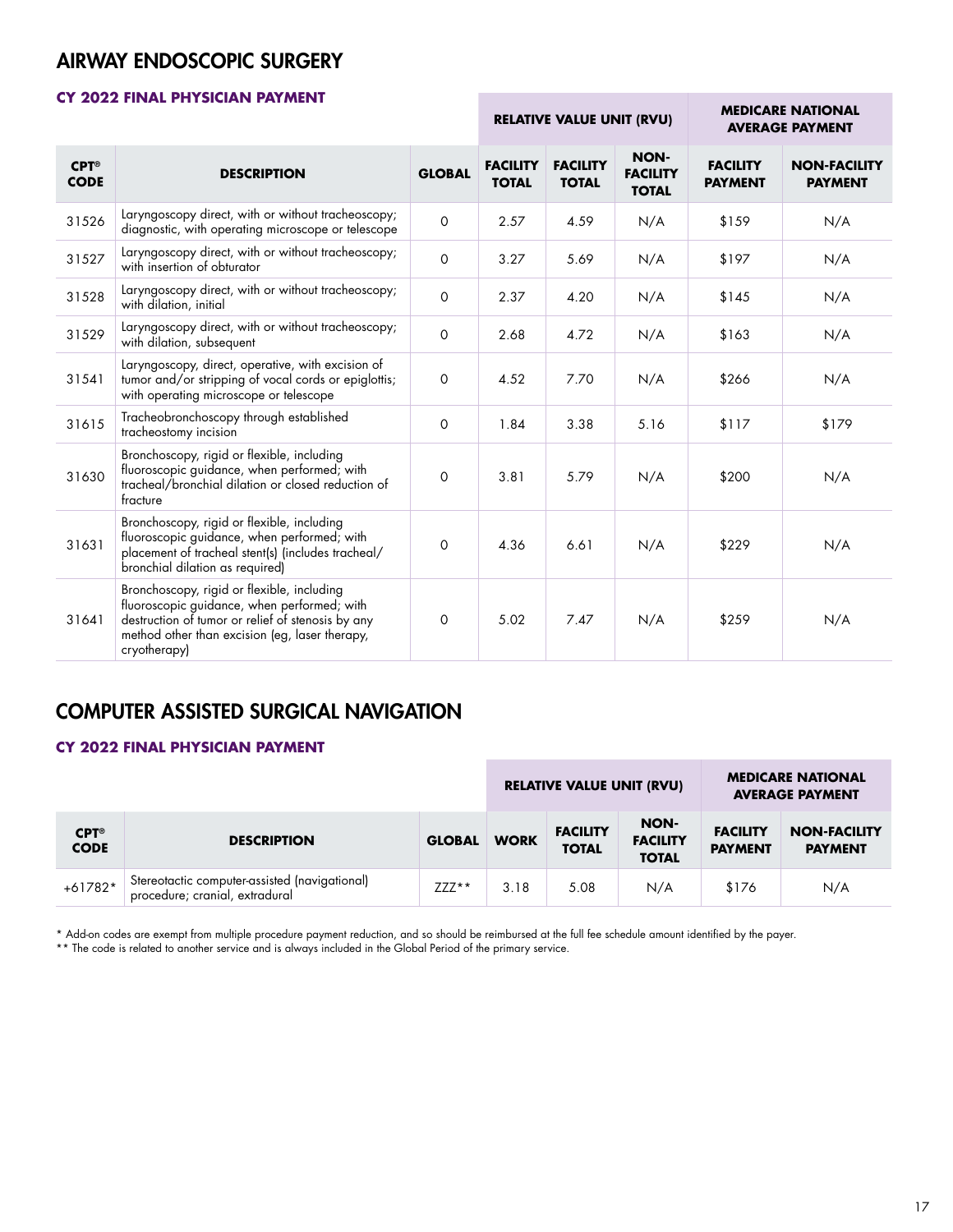## AIRWAY ENDOSCOPIC SURGERY

### CY 2022 FINAL PHYSICIAN PAYMENT

| | | | RELATIVE VALUE UNIT (RVU) | | | MEDICARE NATIONAL AVERAGE PAYMENT | |
|---|---|---|---|---|---|---|---|
| **CPT® CODE** | **DESCRIPTION** | **GLOBAL** | **FACILITY TOTAL** | **FACILITY TOTAL** | **NON-FACILITY TOTAL** | **FACILITY PAYMENT** | **NON-FACILITY PAYMENT** |
| 31526 | Laryngoscopy direct, with or without tracheoscopy; diagnostic, with operating microscope or telescope | 0 | 2.57 | 4.59 | N/A | $159 | N/A |
| 31527 | Laryngoscopy direct, with or without tracheoscopy; with insertion of obturator | 0 | 3.27 | 5.69 | N/A | $197 | N/A |
| 31528 | Laryngoscopy direct, with or without tracheoscopy; with dilation, initial | 0 | 2.37 | 4.20 | N/A | $145 | N/A |
| 31529 | Laryngoscopy direct, with or without tracheoscopy; with dilation, subsequent | 0 | 2.68 | 4.72 | N/A | $163 | N/A |
| 31541 | Laryngoscopy, direct, operative, with excision of tumor and/or stripping of vocal cords or epiglottis; with operating microscope or telescope | 0 | 4.52 | 7.70 | N/A | $266 | N/A |
| 31615 | Tracheobronchoscopy through established tracheostomy incision | 0 | 1.84 | 3.38 | 5.16 | $117 | $179 |
| 31630 | Bronchoscopy, rigid or flexible, including fluoroscopic guidance, when performed; with tracheal/bronchial dilation or closed reduction of fracture | 0 | 3.81 | 5.79 | N/A | $200 | N/A |
| 31631 | Bronchoscopy, rigid or flexible, including fluoroscopic guidance, when performed; with placement of tracheal stent(s) (includes tracheal/ bronchial dilation as required) | 0 | 4.36 | 6.61 | N/A | $229 | N/A |
| 31641 | Bronchoscopy, rigid or flexible, including fluoroscopic guidance, when performed; with destruction of tumor or relief of stenosis by any method other than excision (eg, laser therapy, cryotherapy) | 0 | 5.02 | 7.47 | N/A | $259 | N/A |

## COMPUTER ASSISTED SURGICAL NAVIGATION

### CY 2022 FINAL PHYSICIAN PAYMENT

| | | | RELATIVE VALUE UNIT (RVU) | | | MEDICARE NATIONAL AVERAGE PAYMENT | |
|---|---|---|---|---|---|---|---|
| **CPT® CODE** | **DESCRIPTION** | **GLOBAL** | **WORK** | **FACILITY TOTAL** | **NON-FACILITY TOTAL** | **FACILITY PAYMENT** | **NON-FACILITY PAYMENT** |
| +61782* | Stereotactic computer-assisted (navigational) procedure; cranial, extradural | ZZZ** | 3.18 | 5.08 | N/A | $176 | N/A |

\* Add-on codes are exempt from multiple procedure payment reduction, and so should be reimbursed at the full fee schedule amount identified by the payer.

\*\* The code is related to another service and is always included in the Global Period of the primary service.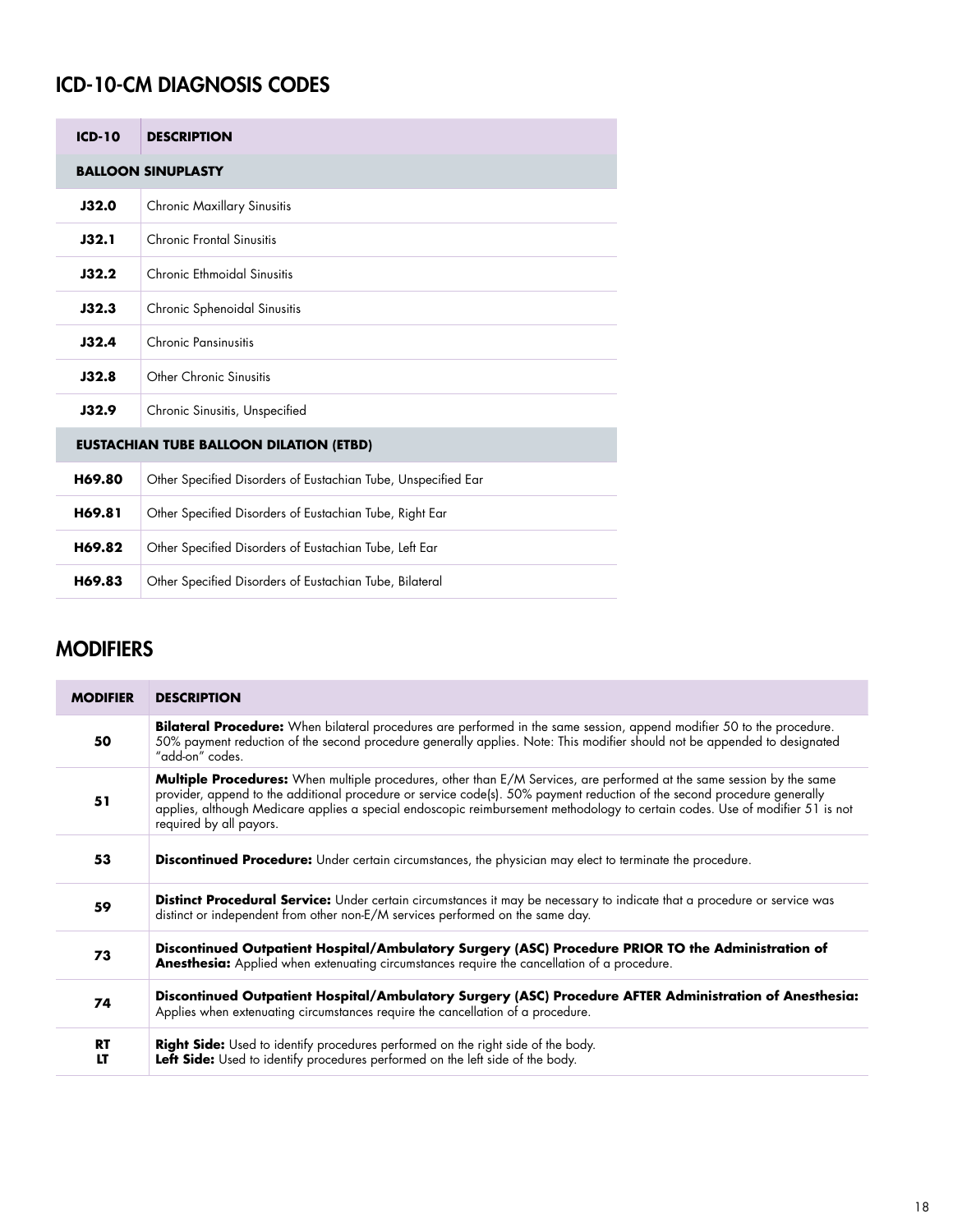## ICD-10-CM DIAGNOSIS CODES

| ICD-10 | DESCRIPTION |
|---|---|
| **BALLOON SINUPLASTY** | |
| **J32.0** | Chronic Maxillary Sinusitis |
| **J32.1** | Chronic Frontal Sinusitis |
| **J32.2** | Chronic Ethmoidal Sinusitis |
| **J32.3** | Chronic Sphenoidal Sinusitis |
| **J32.4** | Chronic Pansinusitis |
| **J32.8** | Other Chronic Sinusitis |
| **J32.9** | Chronic Sinusitis, Unspecified |
| **EUSTACHIAN TUBE BALLOON DILATION (ETBD)** | |
| **H69.80** | Other Specified Disorders of Eustachian Tube, Unspecified Ear |
| **H69.81** | Other Specified Disorders of Eustachian Tube, Right Ear |
| **H69.82** | Other Specified Disorders of Eustachian Tube, Left Ear |
| **H69.83** | Other Specified Disorders of Eustachian Tube, Bilateral |

## MODIFIERS

| MODIFIER | DESCRIPTION |
|---|---|
| **50** | **Bilateral Procedure:** When bilateral procedures are performed in the same session, append modifier 50 to the procedure. 50% payment reduction of the second procedure generally applies. Note: This modifier should not be appended to designated "add-on" codes. |
| **51** | **Multiple Procedures:** When multiple procedures, other than E/M Services, are performed at the same session by the same provider, append to the additional procedure or service code(s). 50% payment reduction of the second procedure generally applies, although Medicare applies a special endoscopic reimbursement methodology to certain codes. Use of modifier 51 is not required by all payors. |
| **53** | **Discontinued Procedure:** Under certain circumstances, the physician may elect to terminate the procedure. |
| **59** | **Distinct Procedural Service:** Under certain circumstances it may be necessary to indicate that a procedure or service was distinct or independent from other non-E/M services performed on the same day. |
| **73** | **Discontinued Outpatient Hospital/Ambulatory Surgery (ASC) Procedure PRIOR TO the Administration of Anesthesia:** Applied when extenuating circumstances require the cancellation of a procedure. |
| **74** | **Discontinued Outpatient Hospital/Ambulatory Surgery (ASC) Procedure AFTER Administration of Anesthesia:** Applies when extenuating circumstances require the cancellation of a procedure. |
| **RT**<br>**LT** | **Right Side:** Used to identify procedures performed on the right side of the body.<br>**Left Side:** Used to identify procedures performed on the left side of the body. |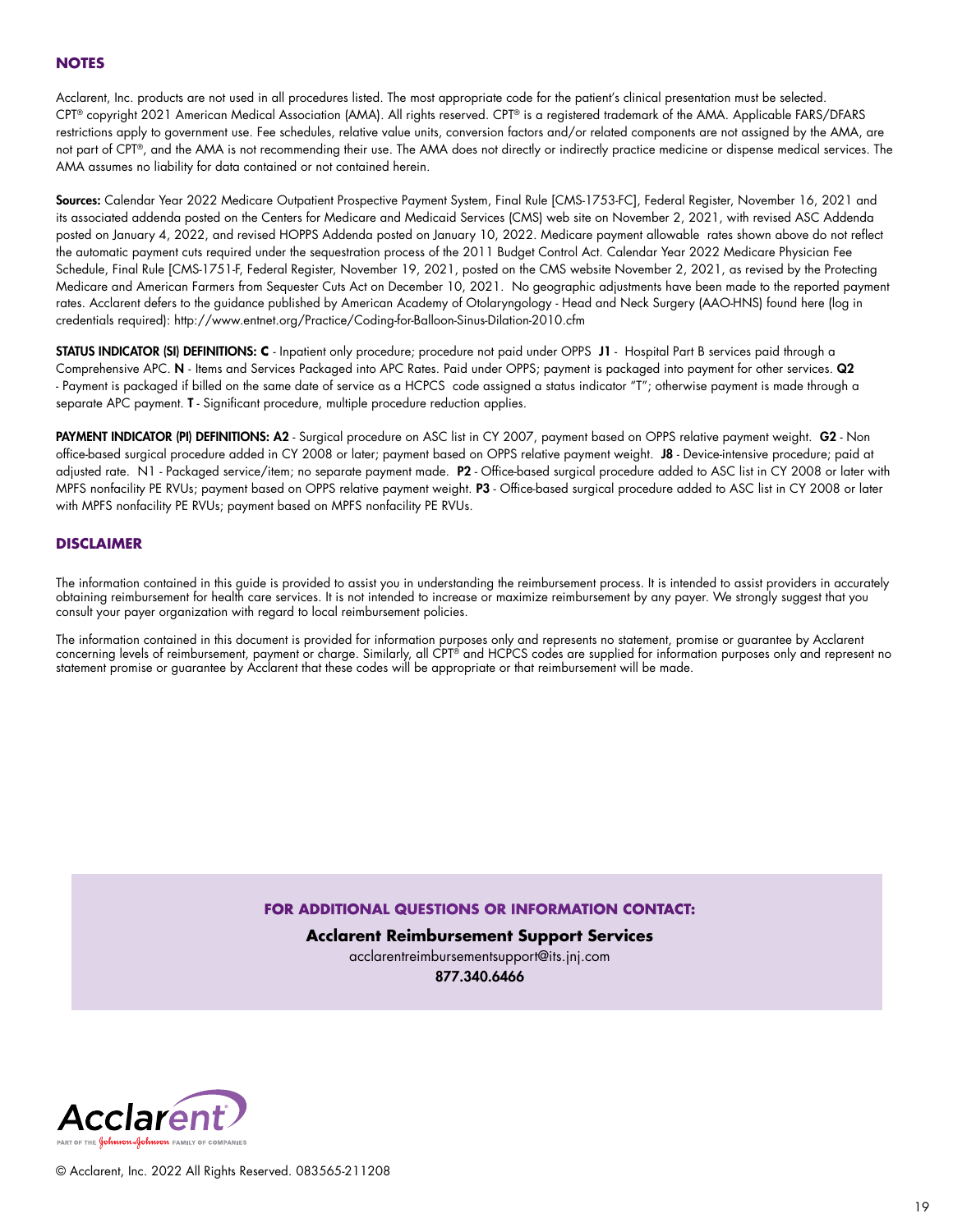## NOTES

Acclarent, Inc. products are not used in all procedures listed. The most appropriate code for the patient's clinical presentation must be selected. CPT® copyright 2021 American Medical Association (AMA). All rights reserved. CPT® is a registered trademark of the AMA. Applicable FARS/DFARS restrictions apply to government use. Fee schedules, relative value units, conversion factors and/or related components are not assigned by the AMA, are not part of CPT®, and the AMA is not recommending their use. The AMA does not directly or indirectly practice medicine or dispense medical services. The AMA assumes no liability for data contained or not contained herein.

**Sources:** Calendar Year 2022 Medicare Outpatient Prospective Payment System, Final Rule [CMS-1753-FC], Federal Register, November 16, 2021 and its associated addenda posted on the Centers for Medicare and Medicaid Services (CMS) web site on November 2, 2021, with revised ASC Addenda posted on January 4, 2022, and revised HOPPS Addenda posted on January 10, 2022. Medicare payment allowable rates shown above do not reflect the automatic payment cuts required under the sequestration process of the 2011 Budget Control Act. Calendar Year 2022 Medicare Physician Fee Schedule, Final Rule [CMS-1751-F, Federal Register, November 19, 2021, posted on the CMS website November 2, 2021, as revised by the Protecting Medicare and American Farmers from Sequester Cuts Act on December 10, 2021. No geographic adjustments have been made to the reported payment rates. Acclarent defers to the guidance published by American Academy of Otolaryngology - Head and Neck Surgery (AAO-HNS) found here (log in credentials required): http://www.entnet.org/Practice/Coding-for-Balloon-Sinus-Dilation-2010.cfm

**STATUS INDICATOR (SI) DEFINITIONS: C** - Inpatient only procedure; procedure not paid under OPPS **J1** - Hospital Part B services paid through a Comprehensive APC. **N** - Items and Services Packaged into APC Rates. Paid under OPPS; payment is packaged into payment for other services. **Q2** - Payment is packaged if billed on the same date of service as a HCPCS code assigned a status indicator "T"; otherwise payment is made through a separate APC payment. **T** - Significant procedure, multiple procedure reduction applies.

**PAYMENT INDICATOR (PI) DEFINITIONS: A2** - Surgical procedure on ASC list in CY 2007, payment based on OPPS relative payment weight. **G2** - Non office-based surgical procedure added in CY 2008 or later; payment based on OPPS relative payment weight. **J8** - Device-intensive procedure; paid at adjusted rate. N1 - Packaged service/item; no separate payment made. **P2** - Office-based surgical procedure added to ASC list in CY 2008 or later with MPFS nonfacility PE RVUs; payment based on OPPS relative payment weight. **P3** - Office-based surgical procedure added to ASC list in CY 2008 or later with MPFS nonfacility PE RVUs; payment based on MPFS nonfacility PE RVUs.

## DISCLAIMER

The information contained in this guide is provided to assist you in understanding the reimbursement process. It is intended to assist providers in accurately obtaining reimbursement for health care services. It is not intended to increase or maximize reimbursement by any payer. We strongly suggest that you consult your payer organization with regard to local reimbursement policies.

The information contained in this document is provided for information purposes only and represents no statement, promise or guarantee by Acclarent concerning levels of reimbursement, payment or charge. Similarly, all CPT® and HCPCS codes are supplied for information purposes only and represent no statement promise or guarantee by Acclarent that these codes will be appropriate or that reimbursement will be made.

**FOR ADDITIONAL QUESTIONS OR INFORMATION CONTACT:**

**Acclarent Reimbursement Support Services**

acclarentreimbursementsupport@its.jnj.com

**877.340.6466**

Acclarent
PART OF THE Johnson & Johnson FAMILY OF COMPANIES

© Acclarent, Inc. 2022 All Rights Reserved. 083565-211208